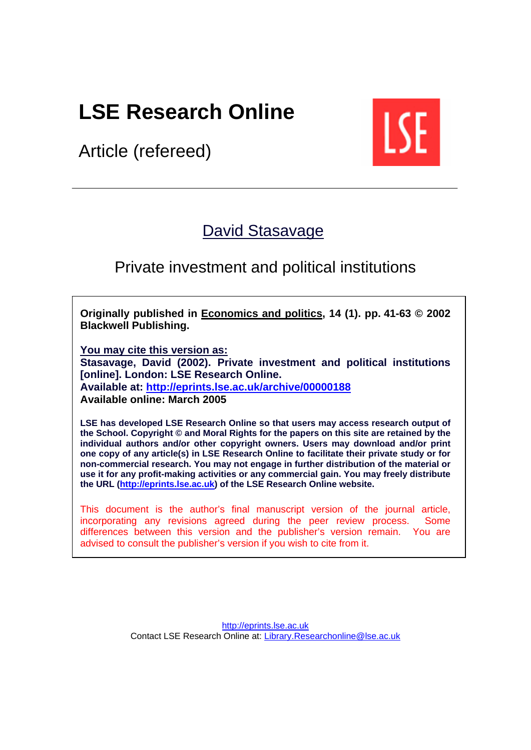# LSE Research Online

Article (refereed)

---

## David Stasavage

## Private investment and political institutions

**Originally published in Economics and politics, 14 (1). pp. 41-63 © 2002 Blackwell Publishing.**

**You may cite this version as:**
**Stasavage, David (2002). Private investment and political institutions [online]. London: LSE Research Online.**
**Available at: http://eprints.lse.ac.uk/archive/00000188**
**Available online: March 2005**

**LSE has developed LSE Research Online so that users may access research output of the School. Copyright © and Moral Rights for the papers on this site are retained by the individual authors and/or other copyright owners. Users may download and/or print one copy of any article(s) in LSE Research Online to facilitate their private study or for non-commercial research. You may not engage in further distribution of the material or use it for any profit-making activities or any commercial gain. You may freely distribute the URL (http://eprints.lse.ac.uk) of the LSE Research Online website.**

This document is the author's final manuscript version of the journal article, incorporating any revisions agreed during the peer review process. Some differences between this version and the publisher's version remain. You are advised to consult the publisher's version if you wish to cite from it.

http://eprints.lse.ac.uk
Contact LSE Research Online at: Library.Researchonline@lse.ac.uk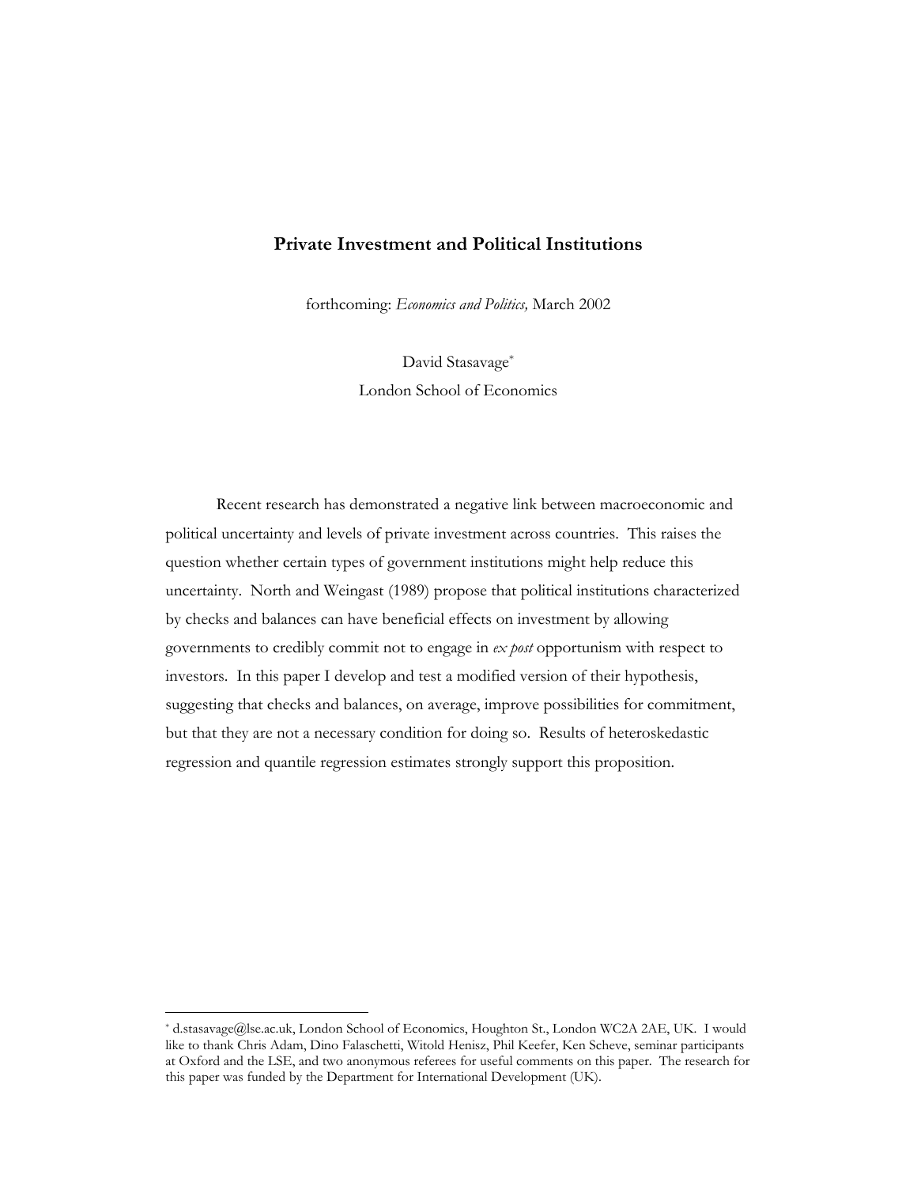# Private Investment and Political Institutions

forthcoming: *Economics and Politics,* March 2002

David Stasavage[*]
London School of Economics

Recent research has demonstrated a negative link between macroeconomic and political uncertainty and levels of private investment across countries. This raises the question whether certain types of government institutions might help reduce this uncertainty. North and Weingast (1989) propose that political institutions characterized by checks and balances can have beneficial effects on investment by allowing governments to credibly commit not to engage in *ex post* opportunism with respect to investors. In this paper I develop and test a modified version of their hypothesis, suggesting that checks and balances, on average, improve possibilities for commitment, but that they are not a necessary condition for doing so. Results of heteroskedastic regression and quantile regression estimates strongly support this proposition.

---

[*] d.stasavage@lse.ac.uk, London School of Economics, Houghton St., London WC2A 2AE, UK. I would like to thank Chris Adam, Dino Falaschetti, Witold Henisz, Phil Keefer, Ken Scheve, seminar participants at Oxford and the LSE, and two anonymous referees for useful comments on this paper. The research for this paper was funded by the Department for International Development (UK).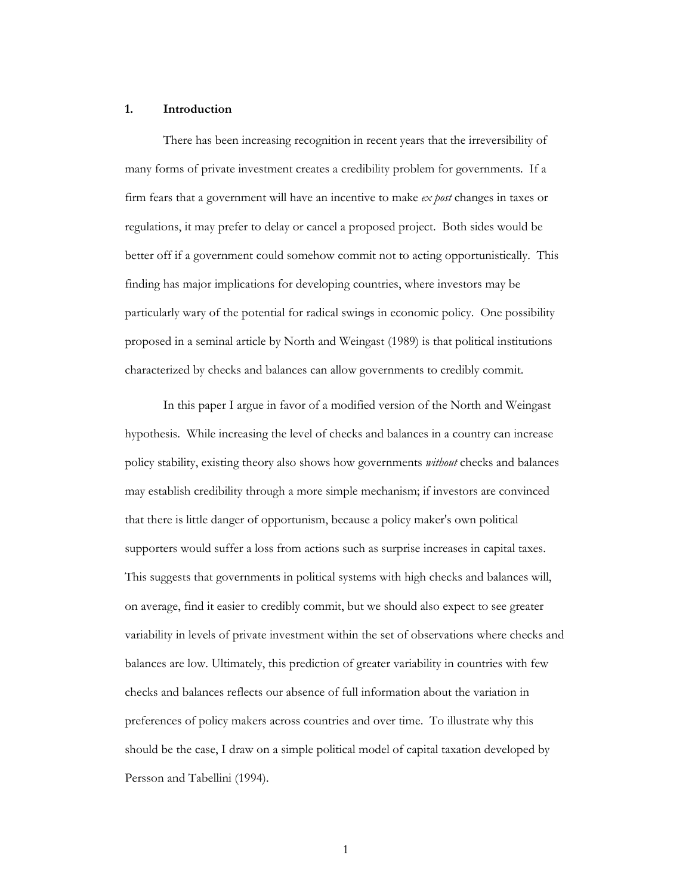## 1. Introduction

There has been increasing recognition in recent years that the irreversibility of many forms of private investment creates a credibility problem for governments. If a firm fears that a government will have an incentive to make *ex post* changes in taxes or regulations, it may prefer to delay or cancel a proposed project. Both sides would be better off if a government could somehow commit not to acting opportunistically. This finding has major implications for developing countries, where investors may be particularly wary of the potential for radical swings in economic policy. One possibility proposed in a seminal article by North and Weingast (1989) is that political institutions characterized by checks and balances can allow governments to credibly commit.

In this paper I argue in favor of a modified version of the North and Weingast hypothesis. While increasing the level of checks and balances in a country can increase policy stability, existing theory also shows how governments *without* checks and balances may establish credibility through a more simple mechanism; if investors are convinced that there is little danger of opportunism, because a policy maker's own political supporters would suffer a loss from actions such as surprise increases in capital taxes. This suggests that governments in political systems with high checks and balances will, on average, find it easier to credibly commit, but we should also expect to see greater variability in levels of private investment within the set of observations where checks and balances are low. Ultimately, this prediction of greater variability in countries with few checks and balances reflects our absence of full information about the variation in preferences of policy makers across countries and over time. To illustrate why this should be the case, I draw on a simple political model of capital taxation developed by Persson and Tabellini (1994).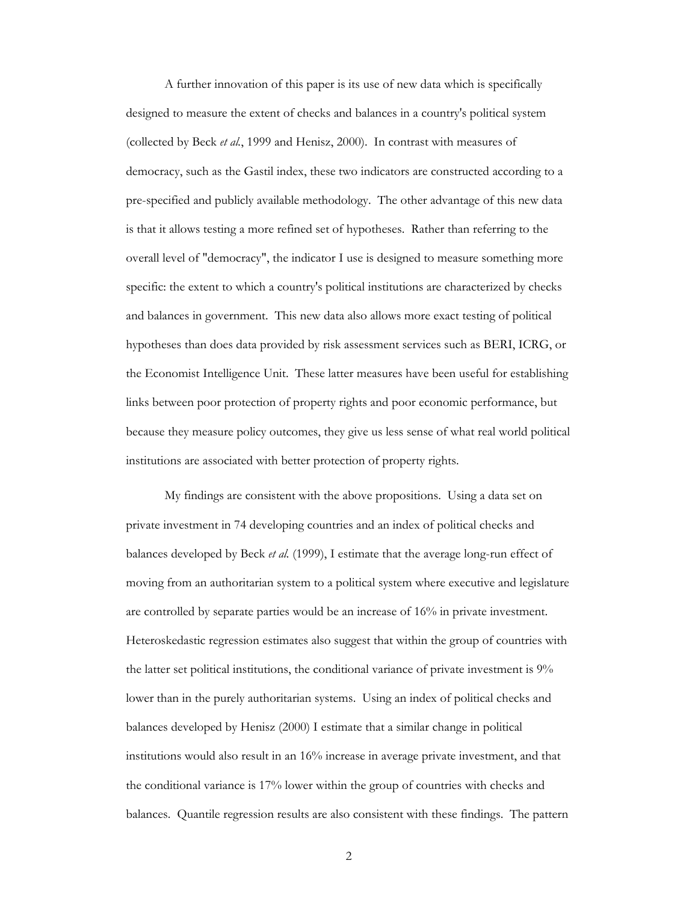A further innovation of this paper is its use of new data which is specifically designed to measure the extent of checks and balances in a country's political system (collected by Beck *et al.*, 1999 and Henisz, 2000). In contrast with measures of democracy, such as the Gastil index, these two indicators are constructed according to a pre-specified and publicly available methodology. The other advantage of this new data is that it allows testing a more refined set of hypotheses. Rather than referring to the overall level of "democracy", the indicator I use is designed to measure something more specific: the extent to which a country's political institutions are characterized by checks and balances in government. This new data also allows more exact testing of political hypotheses than does data provided by risk assessment services such as BERI, ICRG, or the Economist Intelligence Unit. These latter measures have been useful for establishing links between poor protection of property rights and poor economic performance, but because they measure policy outcomes, they give us less sense of what real world political institutions are associated with better protection of property rights.

My findings are consistent with the above propositions. Using a data set on private investment in 74 developing countries and an index of political checks and balances developed by Beck *et al.* (1999), I estimate that the average long-run effect of moving from an authoritarian system to a political system where executive and legislature are controlled by separate parties would be an increase of 16% in private investment. Heteroskedastic regression estimates also suggest that within the group of countries with the latter set political institutions, the conditional variance of private investment is 9% lower than in the purely authoritarian systems. Using an index of political checks and balances developed by Henisz (2000) I estimate that a similar change in political institutions would also result in an 16% increase in average private investment, and that the conditional variance is 17% lower within the group of countries with checks and balances. Quantile regression results are also consistent with these findings. The pattern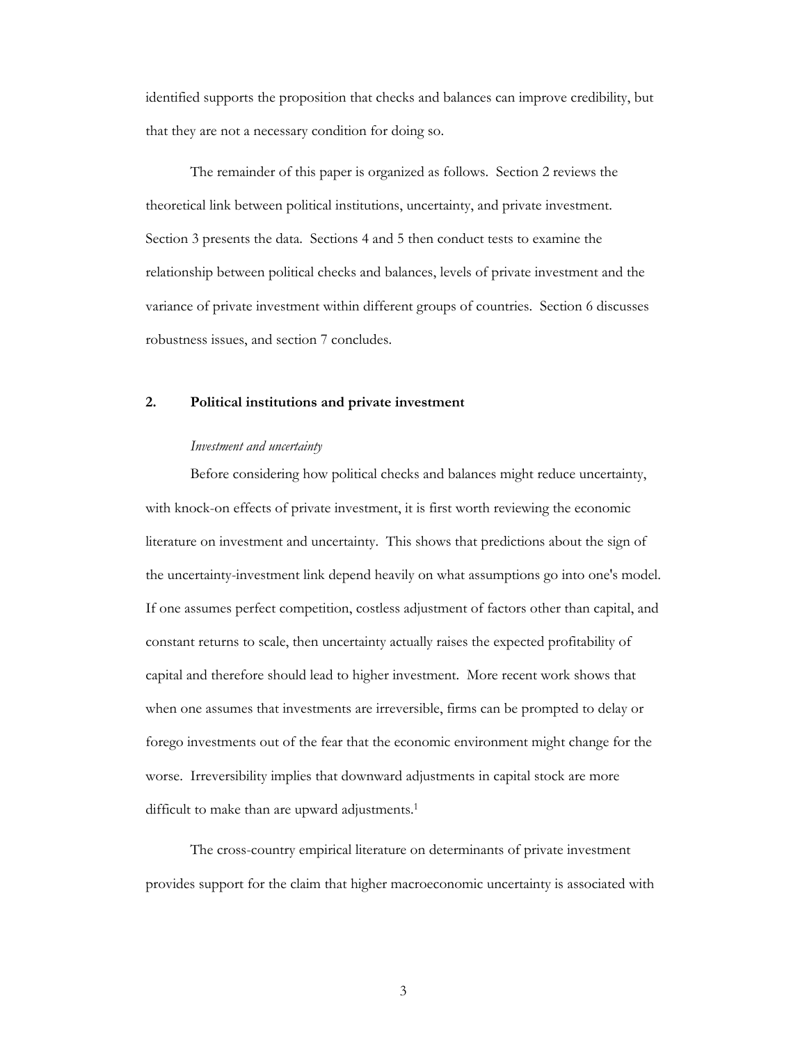identified supports the proposition that checks and balances can improve credibility, but that they are not a necessary condition for doing so.

The remainder of this paper is organized as follows. Section 2 reviews the theoretical link between political institutions, uncertainty, and private investment. Section 3 presents the data. Sections 4 and 5 then conduct tests to examine the relationship between political checks and balances, levels of private investment and the variance of private investment within different groups of countries. Section 6 discusses robustness issues, and section 7 concludes.

## 2. Political institutions and private investment

### *Investment and uncertainty*

Before considering how political checks and balances might reduce uncertainty, with knock-on effects of private investment, it is first worth reviewing the economic literature on investment and uncertainty. This shows that predictions about the sign of the uncertainty-investment link depend heavily on what assumptions go into one's model. If one assumes perfect competition, costless adjustment of factors other than capital, and constant returns to scale, then uncertainty actually raises the expected profitability of capital and therefore should lead to higher investment. More recent work shows that when one assumes that investments are irreversible, firms can be prompted to delay or forego investments out of the fear that the economic environment might change for the worse. Irreversibility implies that downward adjustments in capital stock are more difficult to make than are upward adjustments.[1]

The cross-country empirical literature on determinants of private investment provides support for the claim that higher macroeconomic uncertainty is associated with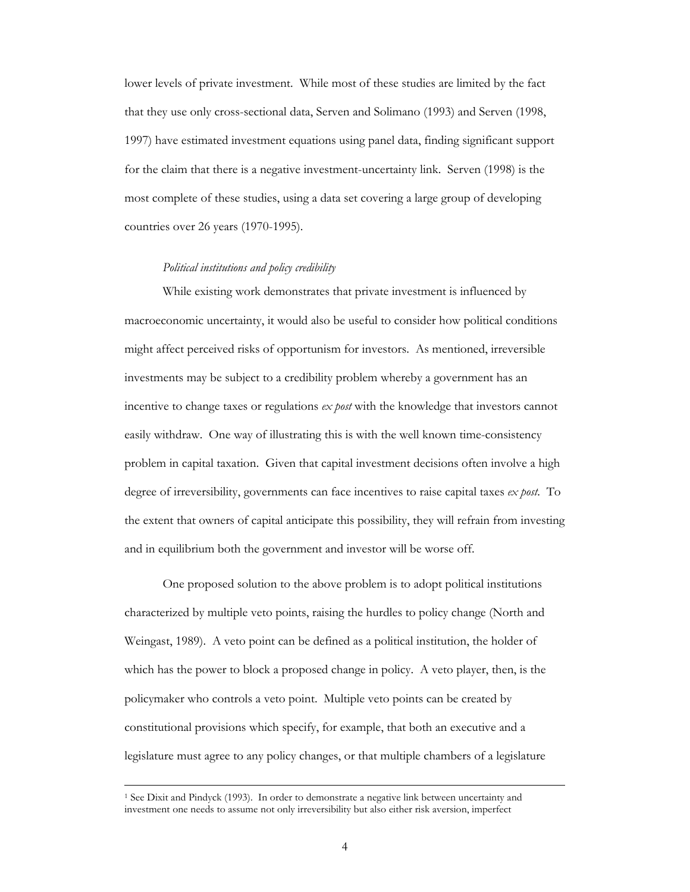lower levels of private investment. While most of these studies are limited by the fact that they use only cross-sectional data, Serven and Solimano (1993) and Serven (1998, 1997) have estimated investment equations using panel data, finding significant support for the claim that there is a negative investment-uncertainty link. Serven (1998) is the most complete of these studies, using a data set covering a large group of developing countries over 26 years (1970-1995).

*Political institutions and policy credibility*

While existing work demonstrates that private investment is influenced by macroeconomic uncertainty, it would also be useful to consider how political conditions might affect perceived risks of opportunism for investors. As mentioned, irreversible investments may be subject to a credibility problem whereby a government has an incentive to change taxes or regulations *ex post* with the knowledge that investors cannot easily withdraw. One way of illustrating this is with the well known time-consistency problem in capital taxation. Given that capital investment decisions often involve a high degree of irreversibility, governments can face incentives to raise capital taxes *ex post*. To the extent that owners of capital anticipate this possibility, they will refrain from investing and in equilibrium both the government and investor will be worse off.

One proposed solution to the above problem is to adopt political institutions characterized by multiple veto points, raising the hurdles to policy change (North and Weingast, 1989). A veto point can be defined as a political institution, the holder of which has the power to block a proposed change in policy. A veto player, then, is the policymaker who controls a veto point. Multiple veto points can be created by constitutional provisions which specify, for example, that both an executive and a legislature must agree to any policy changes, or that multiple chambers of a legislature

---

[1] See Dixit and Pindyck (1993). In order to demonstrate a negative link between uncertainty and investment one needs to assume not only irreversibility but also either risk aversion, imperfect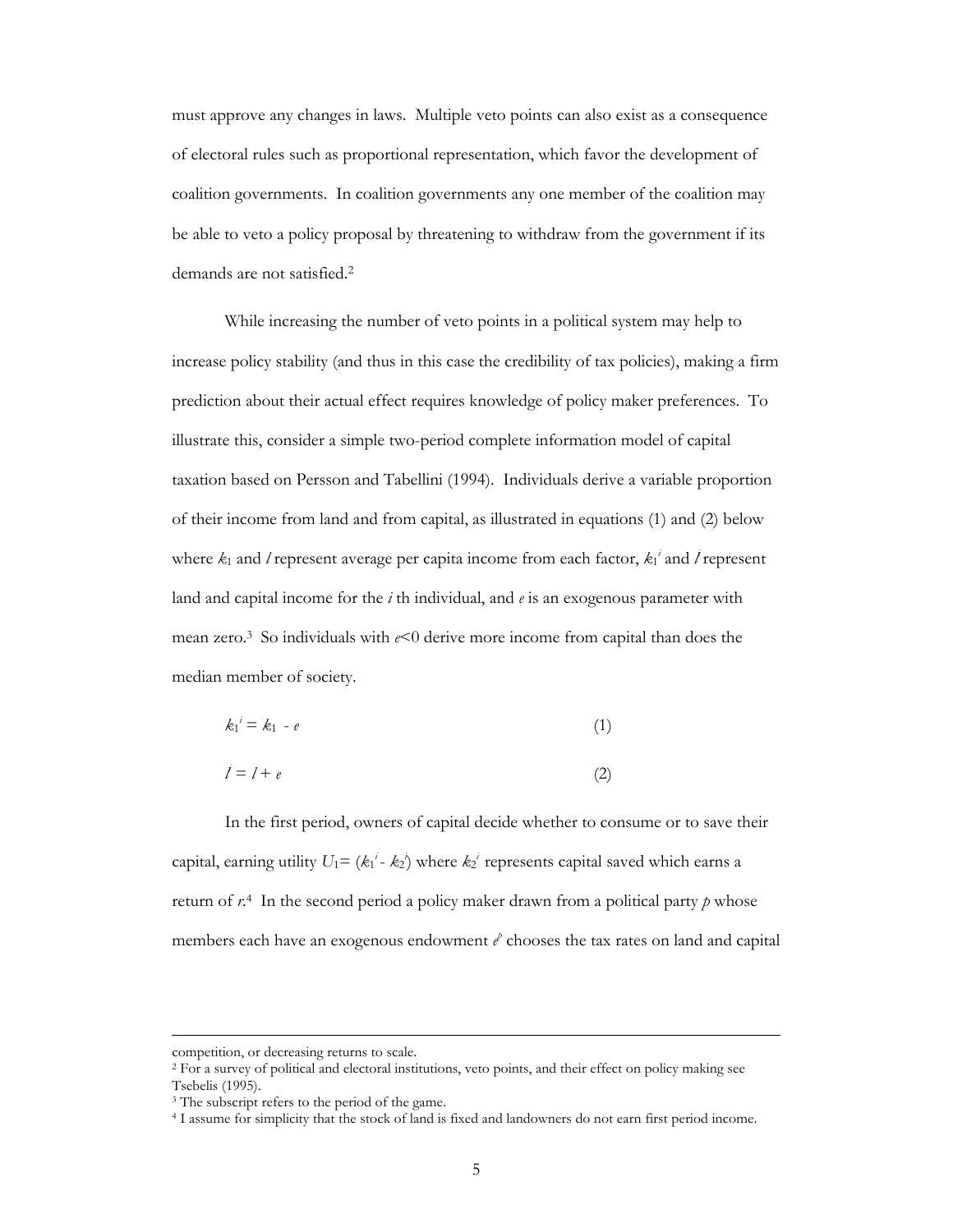must approve any changes in laws. Multiple veto points can also exist as a consequence of electoral rules such as proportional representation, which favor the development of coalition governments. In coalition governments any one member of the coalition may be able to veto a policy proposal by threatening to withdraw from the government if its demands are not satisfied.[2]

While increasing the number of veto points in a political system may help to increase policy stability (and thus in this case the credibility of tax policies), making a firm prediction about their actual effect requires knowledge of policy maker preferences. To illustrate this, consider a simple two-period complete information model of capital taxation based on Persson and Tabellini (1994). Individuals derive a variable proportion of their income from land and from capital, as illustrated in equations (1) and (2) below where $k_1$ and $l$ represent average per capita income from each factor, $k_1^i$ and $l^i$ represent land and capital income for the $i$ th individual, and $e$ is an exogenous parameter with mean zero.[3] So individuals with $e<0$ derive more income from capital than does the median member of society.

$$k_1^i = k_1 - e \tag{1}$$

$$l^i = l + e \tag{2}$$

In the first period, owners of capital decide whether to consume or to save their capital, earning utility $U_1 = (k_1^i - k_2^i)$ where $k_2^i$ represents capital saved which earns a return of $r$.[4] In the second period a policy maker drawn from a political party $p$ whose members each have an exogenous endowment $e^p$ chooses the tax rates on land and capital

---

competition, or decreasing returns to scale.

[2] For a survey of political and electoral institutions, veto points, and their effect on policy making see Tsebelis (1995).

[3] The subscript refers to the period of the game.

[4] I assume for simplicity that the stock of land is fixed and landowners do not earn first period income.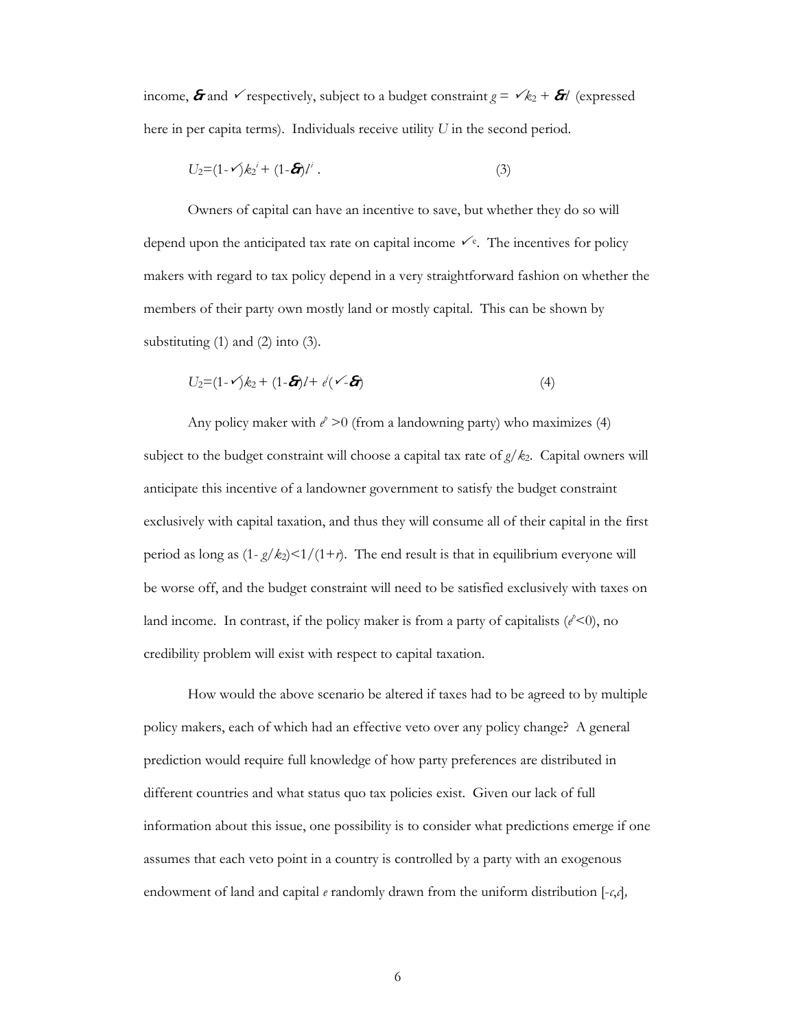income, $\&$ and $\checkmark$ respectively, subject to a budget constraint $g = \checkmark k_2 + \& l$ (expressed here in per capita terms). Individuals receive utility $U$ in the second period.

$$U_2=(1-\checkmark)k_2^i + (1-\&)l^i . \tag{3}$$

Owners of capital can have an incentive to save, but whether they do so will depend upon the anticipated tax rate on capital income $\checkmark^e$. The incentives for policy makers with regard to tax policy depend in a very straightforward fashion on whether the members of their party own mostly land or mostly capital. This can be shown by substituting (1) and (2) into (3).

$$U_2=(1-\checkmark)k_2 + (1-\&)l + e^i(\checkmark-\&) \tag{4}$$

Any policy maker with $e^p > 0$ (from a landowning party) who maximizes (4) subject to the budget constraint will choose a capital tax rate of $g/k_2$. Capital owners will anticipate this incentive of a landowner government to satisfy the budget constraint exclusively with capital taxation, and thus they will consume all of their capital in the first period as long as $(1- g/k_2)<1/(1+r)$. The end result is that in equilibrium everyone will be worse off, and the budget constraint will need to be satisfied exclusively with taxes on land income. In contrast, if the policy maker is from a party of capitalists ($e^p<0$), no credibility problem will exist with respect to capital taxation.

How would the above scenario be altered if taxes had to be agreed to by multiple policy makers, each of which had an effective veto over any policy change? A general prediction would require full knowledge of how party preferences are distributed in different countries and what status quo tax policies exist. Given our lack of full information about this issue, one possibility is to consider what predictions emerge if one assumes that each veto point in a country is controlled by a party with an exogenous endowment of land and capital $e$ randomly drawn from the uniform distribution $[-c,c]$,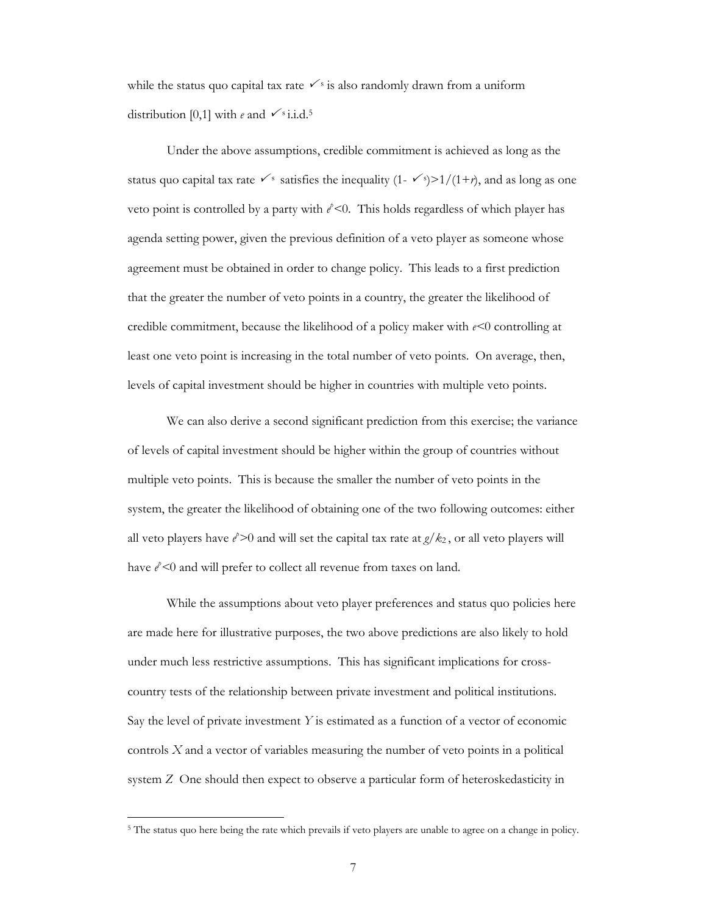while the status quo capital tax rate $\tau^s$ is also randomly drawn from a uniform distribution [0,1] with $e$ and $\tau^s$ i.i.d.[5]

Under the above assumptions, credible commitment is achieved as long as the status quo capital tax rate $\tau^s$ satisfies the inequality $(1-\tau^s)>1/(1+r)$, and as long as one veto point is controlled by a party with $e^p<0$. This holds regardless of which player has agenda setting power, given the previous definition of a veto player as someone whose agreement must be obtained in order to change policy. This leads to a first prediction that the greater the number of veto points in a country, the greater the likelihood of credible commitment, because the likelihood of a policy maker with $e<0$ controlling at least one veto point is increasing in the total number of veto points. On average, then, levels of capital investment should be higher in countries with multiple veto points.

We can also derive a second significant prediction from this exercise; the variance of levels of capital investment should be higher within the group of countries without multiple veto points. This is because the smaller the number of veto points in the system, the greater the likelihood of obtaining one of the two following outcomes: either all veto players have $e^p>0$ and will set the capital tax rate at $g/k_2$, or all veto players will have $e^p<0$ and will prefer to collect all revenue from taxes on land.

While the assumptions about veto player preferences and status quo policies here are made here for illustrative purposes, the two above predictions are also likely to hold under much less restrictive assumptions. This has significant implications for cross-country tests of the relationship between private investment and political institutions. Say the level of private investment $Y$ is estimated as a function of a vector of economic controls $X$ and a vector of variables measuring the number of veto points in a political system $Z$ One should then expect to observe a particular form of heteroskedasticity in

[5] The status quo here being the rate which prevails if veto players are unable to agree on a change in policy.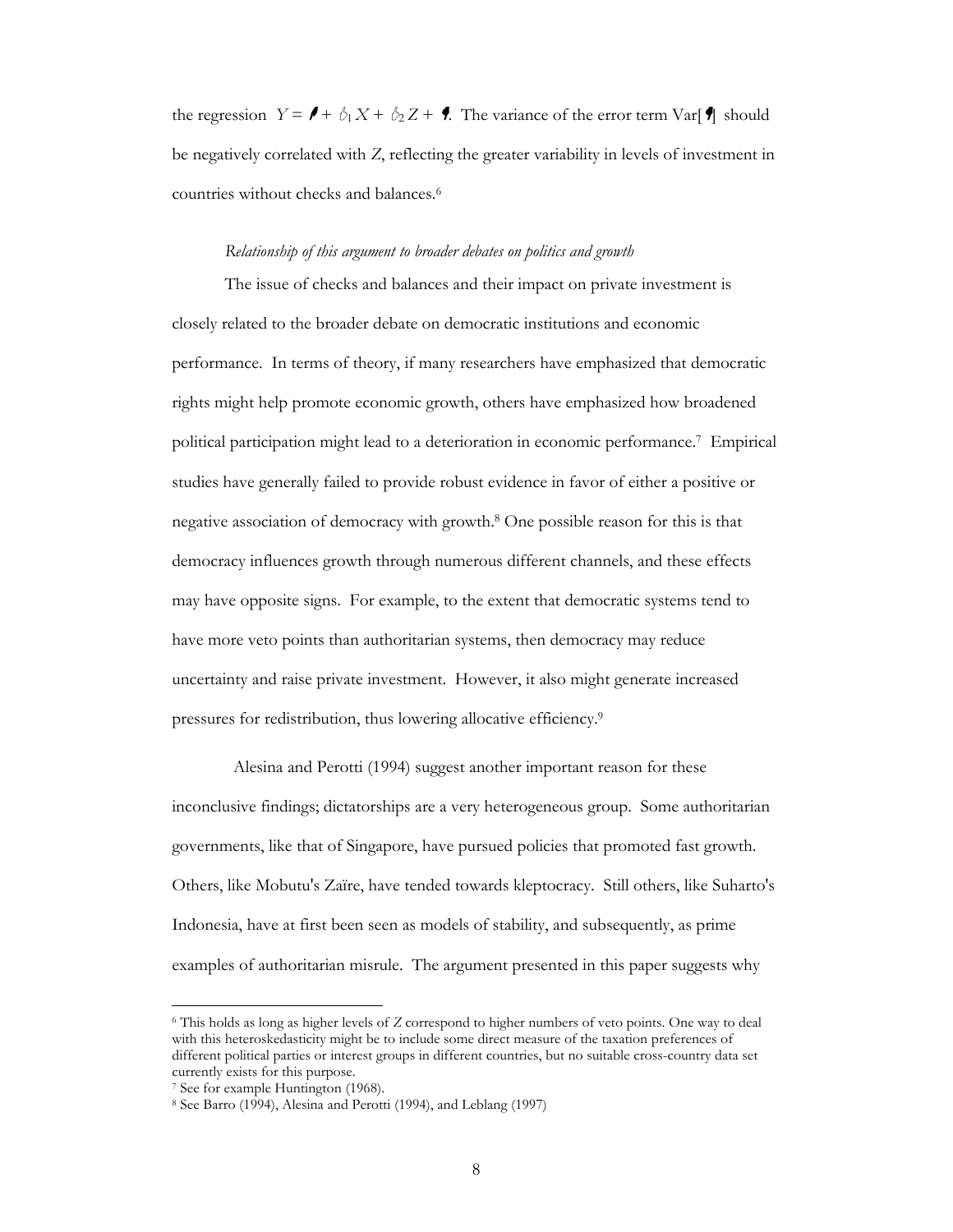the regression $Y = \alpha + \beta_1 X + \beta_2 Z + \varepsilon$. The variance of the error term Var[$\varepsilon$] should be negatively correlated with $Z$, reflecting the greater variability in levels of investment in countries without checks and balances.[6]

*Relationship of this argument to broader debates on politics and growth*

The issue of checks and balances and their impact on private investment is closely related to the broader debate on democratic institutions and economic performance. In terms of theory, if many researchers have emphasized that democratic rights might help promote economic growth, others have emphasized how broadened political participation might lead to a deterioration in economic performance.[7] Empirical studies have generally failed to provide robust evidence in favor of either a positive or negative association of democracy with growth.[8] One possible reason for this is that democracy influences growth through numerous different channels, and these effects may have opposite signs. For example, to the extent that democratic systems tend to have more veto points than authoritarian systems, then democracy may reduce uncertainty and raise private investment. However, it also might generate increased pressures for redistribution, thus lowering allocative efficiency.[9]

Alesina and Perotti (1994) suggest another important reason for these inconclusive findings; dictatorships are a very heterogeneous group. Some authoritarian governments, like that of Singapore, have pursued policies that promoted fast growth. Others, like Mobutu's Zaïre, have tended towards kleptocracy. Still others, like Suharto's Indonesia, have at first been seen as models of stability, and subsequently, as prime examples of authoritarian misrule. The argument presented in this paper suggests why

---

[6] This holds as long as higher levels of *Z* correspond to higher numbers of veto points. One way to deal with this heteroskedasticity might be to include some direct measure of the taxation preferences of different political parties or interest groups in different countries, but no suitable cross-country data set currently exists for this purpose.

[7] See for example Huntington (1968).

[8] See Barro (1994), Alesina and Perotti (1994), and Leblang (1997)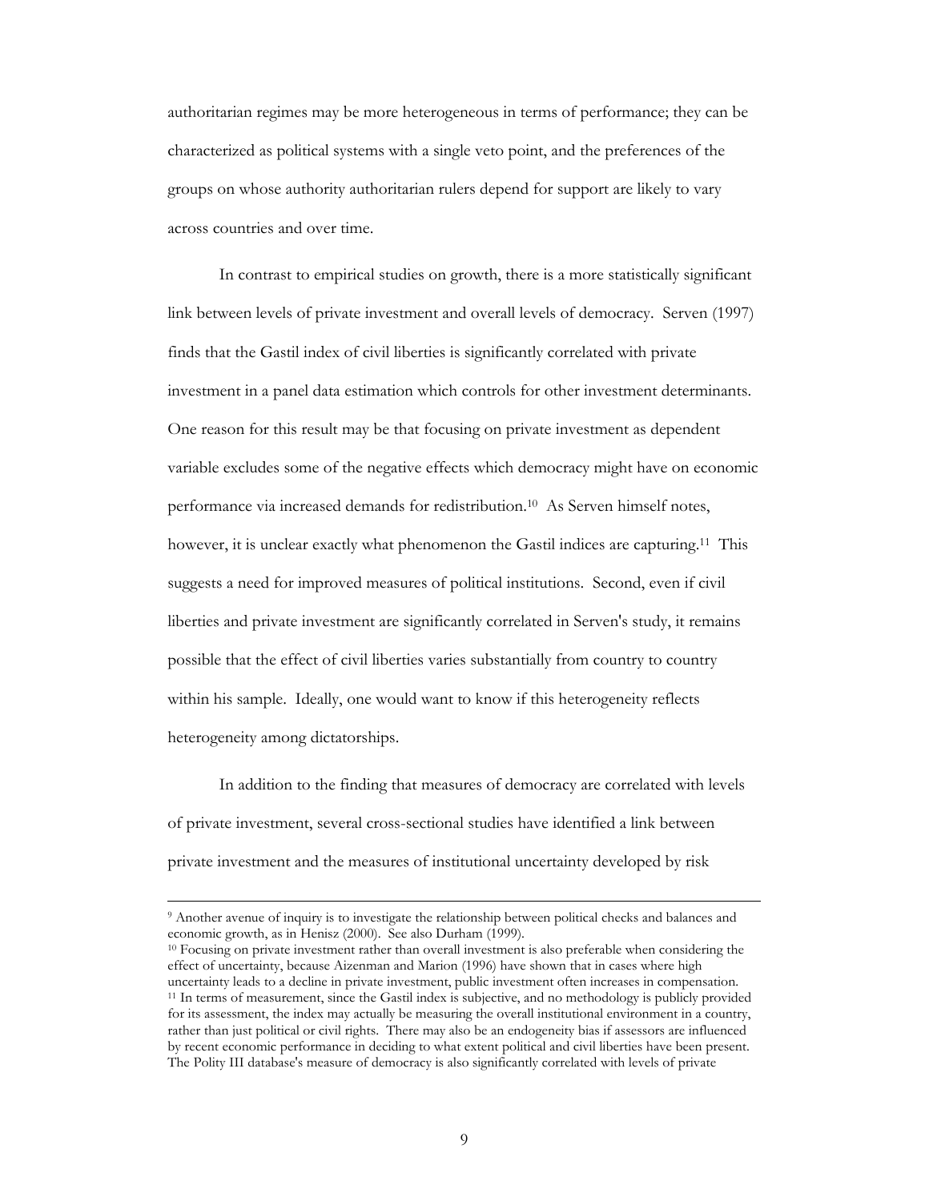authoritarian regimes may be more heterogeneous in terms of performance; they can be characterized as political systems with a single veto point, and the preferences of the groups on whose authority authoritarian rulers depend for support are likely to vary across countries and over time.

In contrast to empirical studies on growth, there is a more statistically significant link between levels of private investment and overall levels of democracy. Serven (1997) finds that the Gastil index of civil liberties is significantly correlated with private investment in a panel data estimation which controls for other investment determinants. One reason for this result may be that focusing on private investment as dependent variable excludes some of the negative effects which democracy might have on economic performance via increased demands for redistribution.[10] As Serven himself notes, however, it is unclear exactly what phenomenon the Gastil indices are capturing.[11] This suggests a need for improved measures of political institutions. Second, even if civil liberties and private investment are significantly correlated in Serven's study, it remains possible that the effect of civil liberties varies substantially from country to country within his sample. Ideally, one would want to know if this heterogeneity reflects heterogeneity among dictatorships.

In addition to the finding that measures of democracy are correlated with levels of private investment, several cross-sectional studies have identified a link between private investment and the measures of institutional uncertainty developed by risk

---

[9] Another avenue of inquiry is to investigate the relationship between political checks and balances and economic growth, as in Henisz (2000). See also Durham (1999).

[10] Focusing on private investment rather than overall investment is also preferable when considering the effect of uncertainty, because Aizenman and Marion (1996) have shown that in cases where high uncertainty leads to a decline in private investment, public investment often increases in compensation.

[11] In terms of measurement, since the Gastil index is subjective, and no methodology is publicly provided for its assessment, the index may actually be measuring the overall institutional environment in a country, rather than just political or civil rights. There may also be an endogeneity bias if assessors are influenced by recent economic performance in deciding to what extent political and civil liberties have been present. The Polity III database's measure of democracy is also significantly correlated with levels of private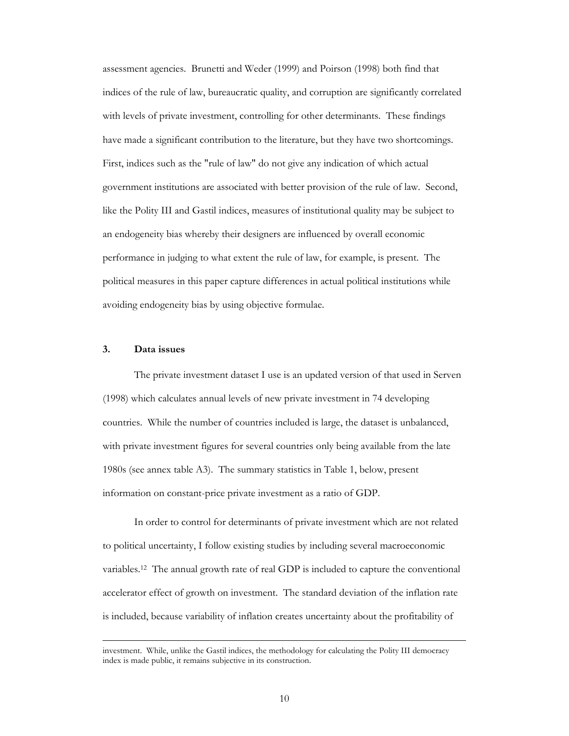assessment agencies. Brunetti and Weder (1999) and Poirson (1998) both find that indices of the rule of law, bureaucratic quality, and corruption are significantly correlated with levels of private investment, controlling for other determinants. These findings have made a significant contribution to the literature, but they have two shortcomings. First, indices such as the "rule of law" do not give any indication of which actual government institutions are associated with better provision of the rule of law. Second, like the Polity III and Gastil indices, measures of institutional quality may be subject to an endogeneity bias whereby their designers are influenced by overall economic performance in judging to what extent the rule of law, for example, is present. The political measures in this paper capture differences in actual political institutions while avoiding endogeneity bias by using objective formulae.

## 3. Data issues

The private investment dataset I use is an updated version of that used in Serven (1998) which calculates annual levels of new private investment in 74 developing countries. While the number of countries included is large, the dataset is unbalanced, with private investment figures for several countries only being available from the late 1980s (see annex table A3). The summary statistics in Table 1, below, present information on constant-price private investment as a ratio of GDP.

In order to control for determinants of private investment which are not related to political uncertainty, I follow existing studies by including several macroeconomic variables.[12] The annual growth rate of real GDP is included to capture the conventional accelerator effect of growth on investment. The standard deviation of the inflation rate is included, because variability of inflation creates uncertainty about the profitability of

---

investment. While, unlike the Gastil indices, the methodology for calculating the Polity III democracy index is made public, it remains subjective in its construction.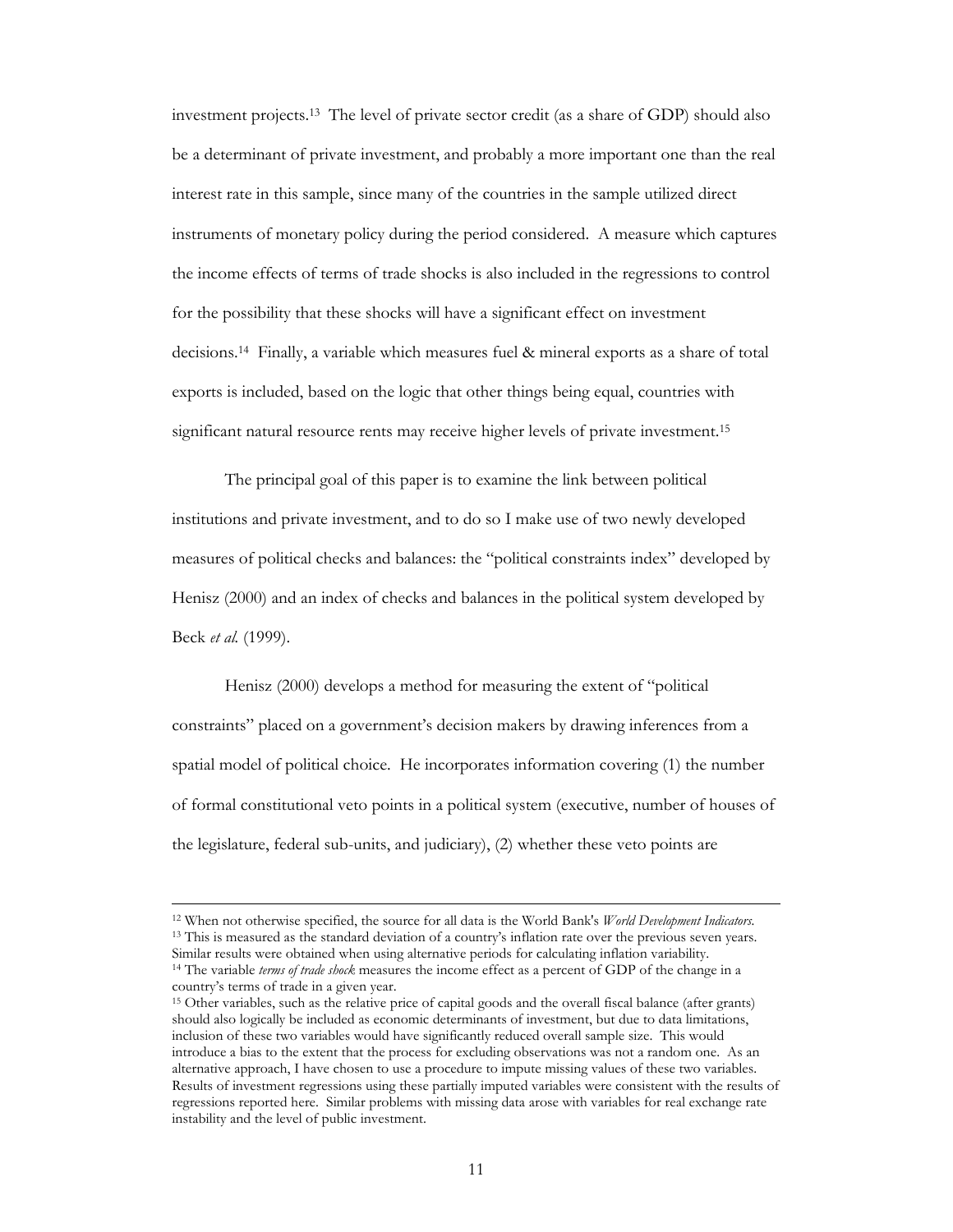investment projects.[13] The level of private sector credit (as a share of GDP) should also be a determinant of private investment, and probably a more important one than the real interest rate in this sample, since many of the countries in the sample utilized direct instruments of monetary policy during the period considered. A measure which captures the income effects of terms of trade shocks is also included in the regressions to control for the possibility that these shocks will have a significant effect on investment decisions.[14] Finally, a variable which measures fuel & mineral exports as a share of total exports is included, based on the logic that other things being equal, countries with significant natural resource rents may receive higher levels of private investment.[15]

The principal goal of this paper is to examine the link between political institutions and private investment, and to do so I make use of two newly developed measures of political checks and balances: the "political constraints index" developed by Henisz (2000) and an index of checks and balances in the political system developed by Beck *et al.* (1999).

Henisz (2000) develops a method for measuring the extent of "political constraints" placed on a government's decision makers by drawing inferences from a spatial model of political choice. He incorporates information covering (1) the number of formal constitutional veto points in a political system (executive, number of houses of the legislature, federal sub-units, and judiciary), (2) whether these veto points are

---

[12] When not otherwise specified, the source for all data is the World Bank's *World Development Indicators*.

[13] This is measured as the standard deviation of a country's inflation rate over the previous seven years. Similar results were obtained when using alternative periods for calculating inflation variability.

[14] The variable *terms of trade shock* measures the income effect as a percent of GDP of the change in a country's terms of trade in a given year.

[15] Other variables, such as the relative price of capital goods and the overall fiscal balance (after grants) should also logically be included as economic determinants of investment, but due to data limitations, inclusion of these two variables would have significantly reduced overall sample size. This would introduce a bias to the extent that the process for excluding observations was not a random one. As an alternative approach, I have chosen to use a procedure to impute missing values of these two variables. Results of investment regressions using these partially imputed variables were consistent with the results of regressions reported here. Similar problems with missing data arose with variables for real exchange rate instability and the level of public investment.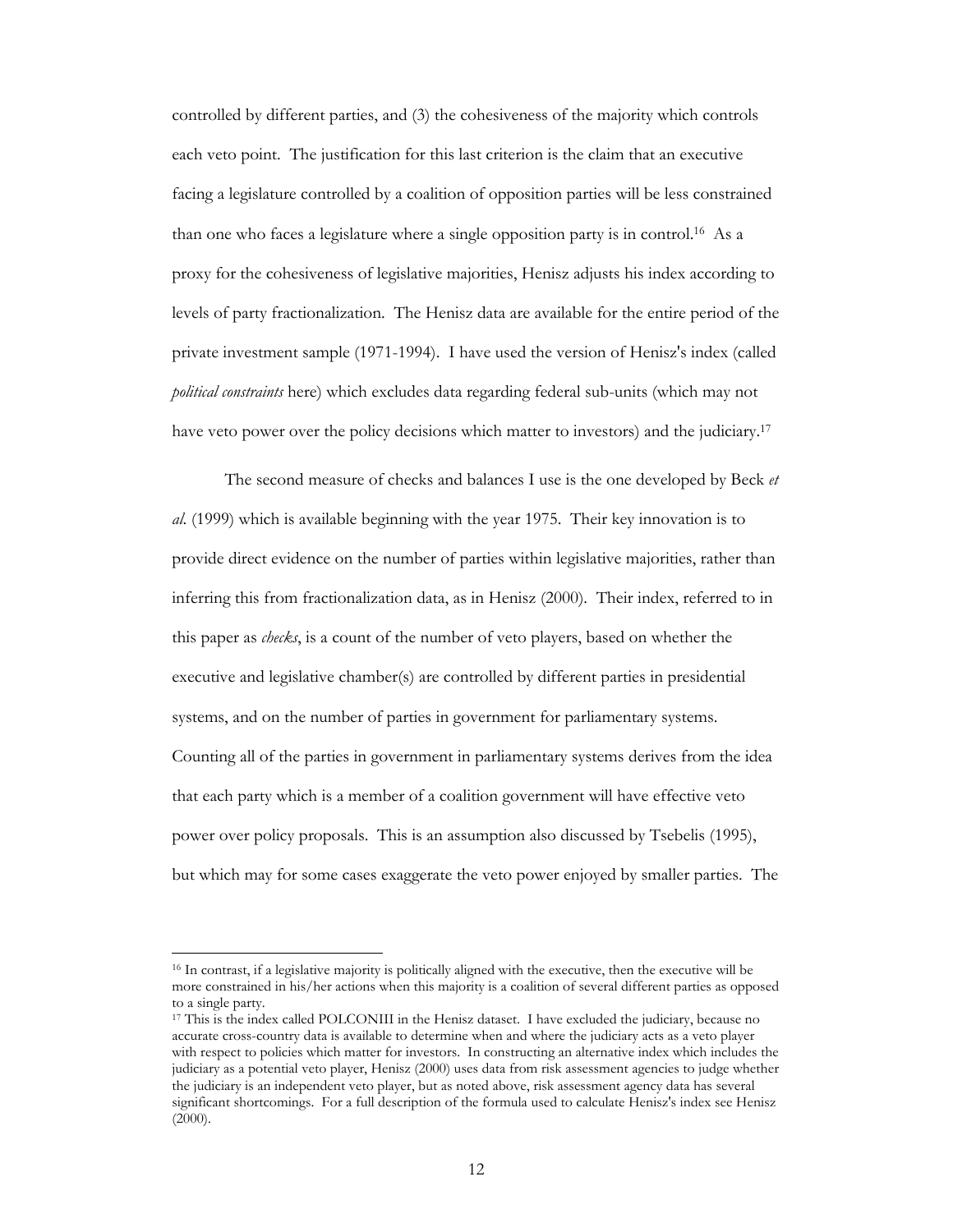controlled by different parties, and (3) the cohesiveness of the majority which controls each veto point. The justification for this last criterion is the claim that an executive facing a legislature controlled by a coalition of opposition parties will be less constrained than one who faces a legislature where a single opposition party is in control.[16] As a proxy for the cohesiveness of legislative majorities, Henisz adjusts his index according to levels of party fractionalization. The Henisz data are available for the entire period of the private investment sample (1971-1994). I have used the version of Henisz's index (called *political constraints* here) which excludes data regarding federal sub-units (which may not have veto power over the policy decisions which matter to investors) and the judiciary.[17]

The second measure of checks and balances I use is the one developed by Beck *et al.* (1999) which is available beginning with the year 1975. Their key innovation is to provide direct evidence on the number of parties within legislative majorities, rather than inferring this from fractionalization data, as in Henisz (2000). Their index, referred to in this paper as *checks*, is a count of the number of veto players, based on whether the executive and legislative chamber(s) are controlled by different parties in presidential systems, and on the number of parties in government for parliamentary systems. Counting all of the parties in government in parliamentary systems derives from the idea that each party which is a member of a coalition government will have effective veto power over policy proposals. This is an assumption also discussed by Tsebelis (1995), but which may for some cases exaggerate the veto power enjoyed by smaller parties. The

---

[16] In contrast, if a legislative majority is politically aligned with the executive, then the executive will be more constrained in his/her actions when this majority is a coalition of several different parties as opposed to a single party.

[17] This is the index called POLCONIII in the Henisz dataset. I have excluded the judiciary, because no accurate cross-country data is available to determine when and where the judiciary acts as a veto player with respect to policies which matter for investors. In constructing an alternative index which includes the judiciary as a potential veto player, Henisz (2000) uses data from risk assessment agencies to judge whether the judiciary is an independent veto player, but as noted above, risk assessment agency data has several significant shortcomings. For a full description of the formula used to calculate Henisz's index see Henisz (2000).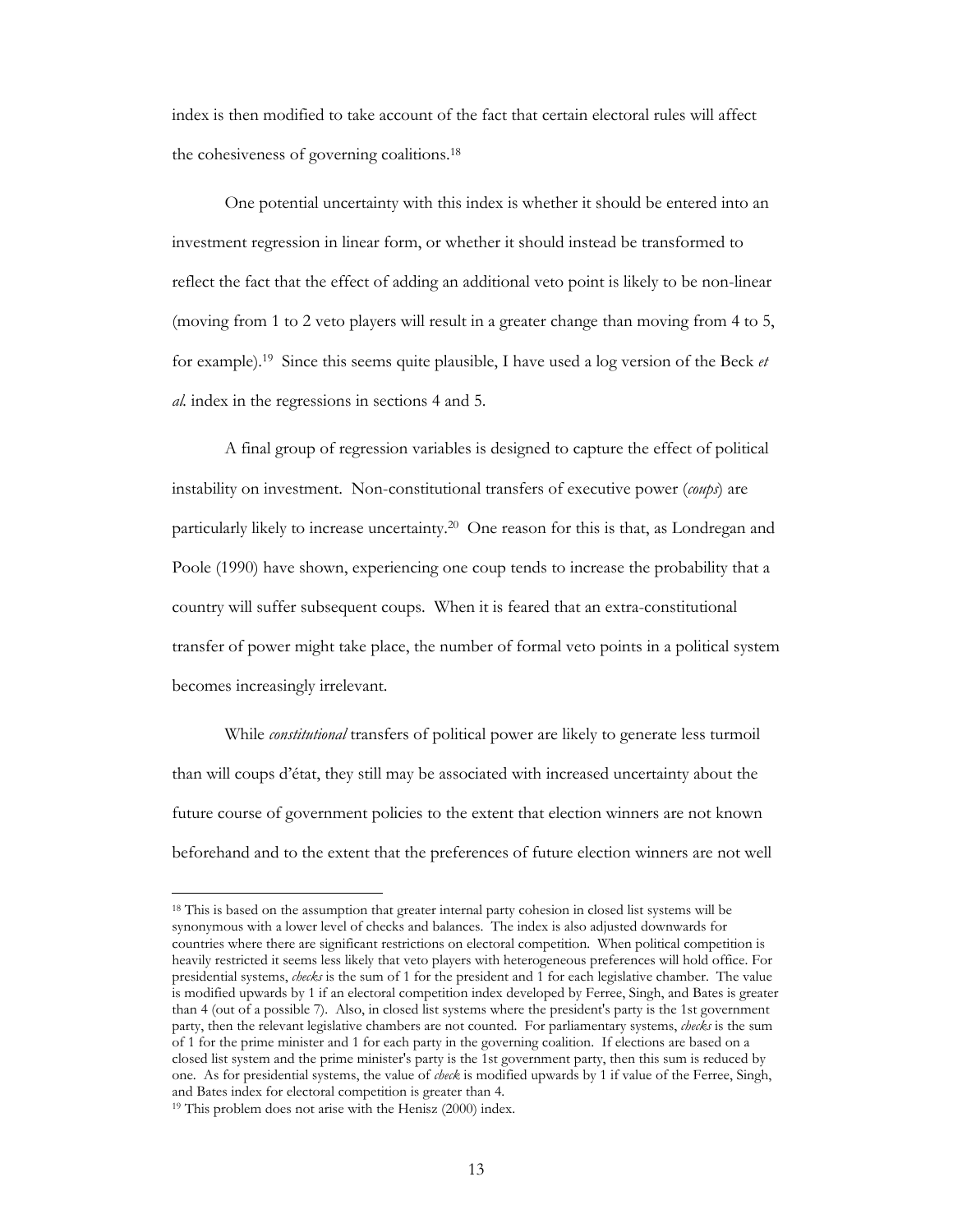index is then modified to take account of the fact that certain electoral rules will affect the cohesiveness of governing coalitions.[18]

One potential uncertainty with this index is whether it should be entered into an investment regression in linear form, or whether it should instead be transformed to reflect the fact that the effect of adding an additional veto point is likely to be non-linear (moving from 1 to 2 veto players will result in a greater change than moving from 4 to 5, for example).[19] Since this seems quite plausible, I have used a log version of the Beck *et al.* index in the regressions in sections 4 and 5.

A final group of regression variables is designed to capture the effect of political instability on investment. Non-constitutional transfers of executive power (*coups*) are particularly likely to increase uncertainty.[20] One reason for this is that, as Londregan and Poole (1990) have shown, experiencing one coup tends to increase the probability that a country will suffer subsequent coups. When it is feared that an extra-constitutional transfer of power might take place, the number of formal veto points in a political system becomes increasingly irrelevant.

While *constitutional* transfers of political power are likely to generate less turmoil than will coups d'état, they still may be associated with increased uncertainty about the future course of government policies to the extent that election winners are not known beforehand and to the extent that the preferences of future election winners are not well

---

[18] This is based on the assumption that greater internal party cohesion in closed list systems will be synonymous with a lower level of checks and balances. The index is also adjusted downwards for countries where there are significant restrictions on electoral competition. When political competition is heavily restricted it seems less likely that veto players with heterogeneous preferences will hold office. For presidential systems, *checks* is the sum of 1 for the president and 1 for each legislative chamber. The value is modified upwards by 1 if an electoral competition index developed by Ferree, Singh, and Bates is greater than 4 (out of a possible 7). Also, in closed list systems where the president's party is the 1st government party, then the relevant legislative chambers are not counted. For parliamentary systems, *checks* is the sum of 1 for the prime minister and 1 for each party in the governing coalition. If elections are based on a closed list system and the prime minister's party is the 1st government party, then this sum is reduced by one. As for presidential systems, the value of *check* is modified upwards by 1 if value of the Ferree, Singh, and Bates index for electoral competition is greater than 4.

[19] This problem does not arise with the Henisz (2000) index.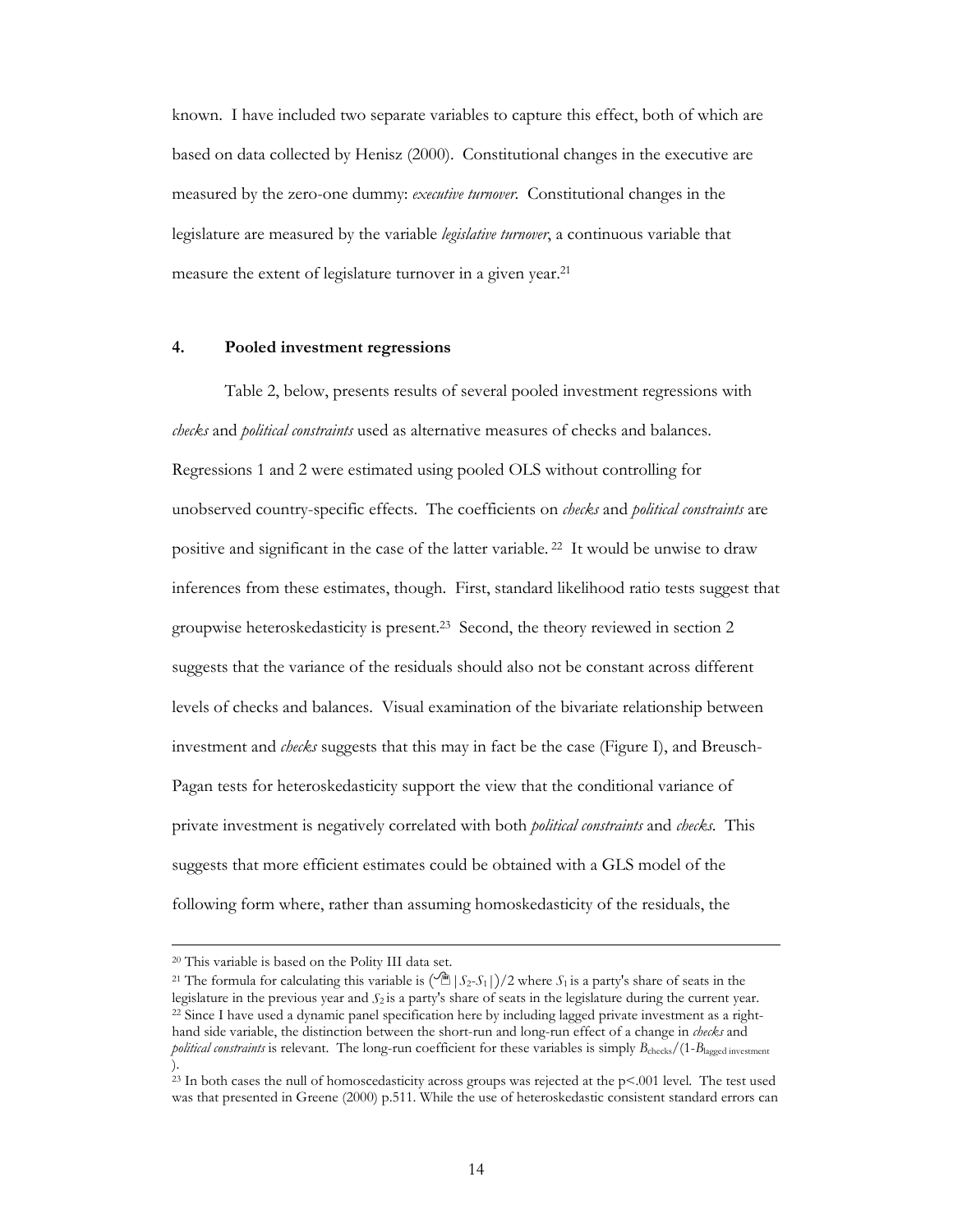known. I have included two separate variables to capture this effect, both of which are based on data collected by Henisz (2000). Constitutional changes in the executive are measured by the zero-one dummy: *executive turnover*. Constitutional changes in the legislature are measured by the variable *legislative turnover*, a continuous variable that measure the extent of legislature turnover in a given year.[21]

#### 4. Pooled investment regressions

Table 2, below, presents results of several pooled investment regressions with *checks* and *political constraints* used as alternative measures of checks and balances. Regressions 1 and 2 were estimated using pooled OLS without controlling for unobserved country-specific effects. The coefficients on *checks* and *political constraints* are positive and significant in the case of the latter variable. [22] It would be unwise to draw inferences from these estimates, though. First, standard likelihood ratio tests suggest that groupwise heteroskedasticity is present.[23] Second, the theory reviewed in section 2 suggests that the variance of the residuals should also not be constant across different levels of checks and balances. Visual examination of the bivariate relationship between investment and *checks* suggests that this may in fact be the case (Figure I), and Breusch-Pagan tests for heteroskedasticity support the view that the conditional variance of private investment is negatively correlated with both *political constraints* and *checks*. This suggests that more efficient estimates could be obtained with a GLS model of the following form where, rather than assuming homoskedasticity of the residuals, the

---

[20] This variable is based on the Polity III data set.

[21] The formula for calculating this variable is $(\sum |S_2 - S_1|)/2$ where $S_1$ is a party's share of seats in the legislature in the previous year and $S_2$ is a party's share of seats in the legislature during the current year.

[22] Since I have used a dynamic panel specification here by including lagged private investment as a right-hand side variable, the distinction between the short-run and long-run effect of a change in *checks* and *political constraints* is relevant. The long-run coefficient for these variables is simply $B_{\text{checks}}/(1-B_{\text{lagged investment}})$.

[23] In both cases the null of homoscedasticity across groups was rejected at the p<.001 level. The test used was that presented in Greene (2000) p.511. While the use of heteroskedastic consistent standard errors can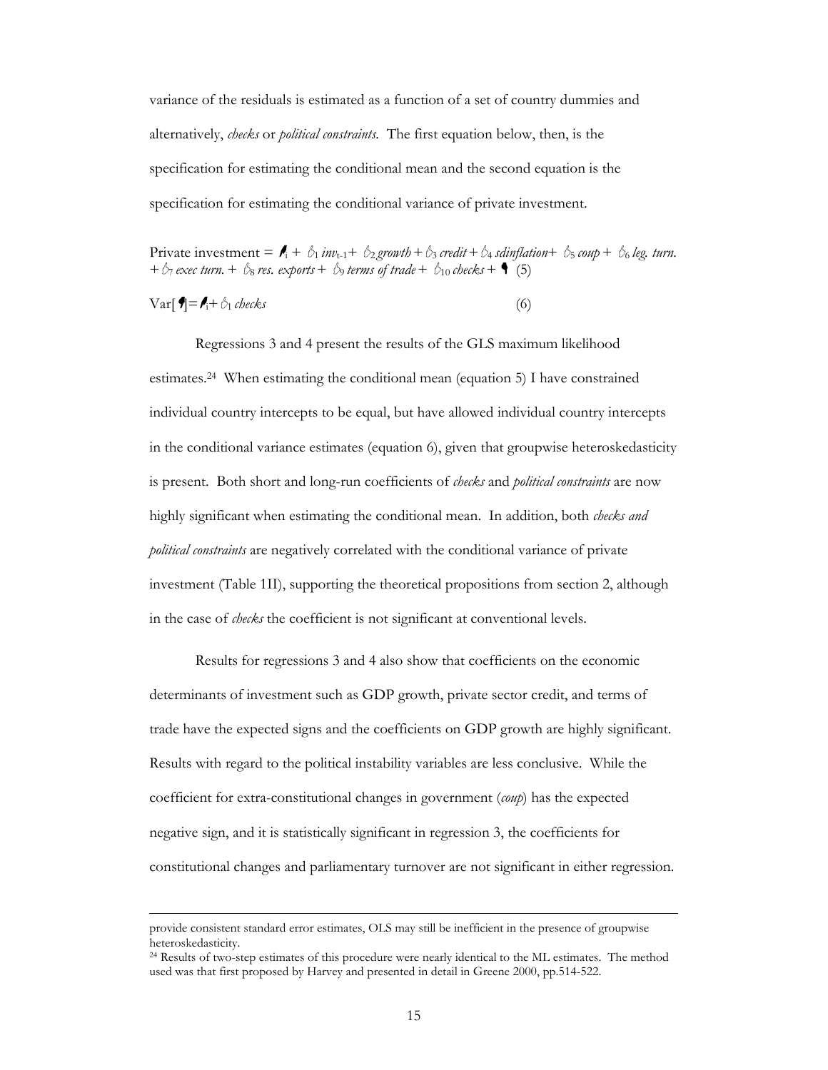variance of the residuals is estimated as a function of a set of country dummies and alternatively, *checks* or *political constraints*. The first equation below, then, is the specification for estimating the conditional mean and the second equation is the specification for estimating the conditional variance of private investment.

$$\text{Private investment} = \alpha_i + \beta_1\, inv_{t-1} + \beta_2\, growth + \beta_3\, credit + \beta_4\, sdinflation + \beta_5\, coup + \beta_6\, leg.\ turn. + \beta_7\, exec\ turn. + \beta_8\, res.\ exports + \beta_9\, terms\ of\ trade + \beta_{10}\, checks + \varepsilon \quad (5)$$

$$\text{Var}[\varepsilon] = \alpha_i + \beta_1\, checks \quad (6)$$

Regressions 3 and 4 present the results of the GLS maximum likelihood estimates.[24] When estimating the conditional mean (equation 5) I have constrained individual country intercepts to be equal, but have allowed individual country intercepts in the conditional variance estimates (equation 6), given that groupwise heteroskedasticity is present. Both short and long-run coefficients of *checks* and *political constraints* are now highly significant when estimating the conditional mean. In addition, both *checks and political constraints* are negatively correlated with the conditional variance of private investment (Table 1II), supporting the theoretical propositions from section 2, although in the case of *checks* the coefficient is not significant at conventional levels.

Results for regressions 3 and 4 also show that coefficients on the economic determinants of investment such as GDP growth, private sector credit, and terms of trade have the expected signs and the coefficients on GDP growth are highly significant. Results with regard to the political instability variables are less conclusive. While the coefficient for extra-constitutional changes in government (*coup*) has the expected negative sign, and it is statistically significant in regression 3, the coefficients for constitutional changes and parliamentary turnover are not significant in either regression.

---

provide consistent standard error estimates, OLS may still be inefficient in the presence of groupwise heteroskedasticity.

[24] Results of two-step estimates of this procedure were nearly identical to the ML estimates. The method used was that first proposed by Harvey and presented in detail in Greene 2000, pp.514-522.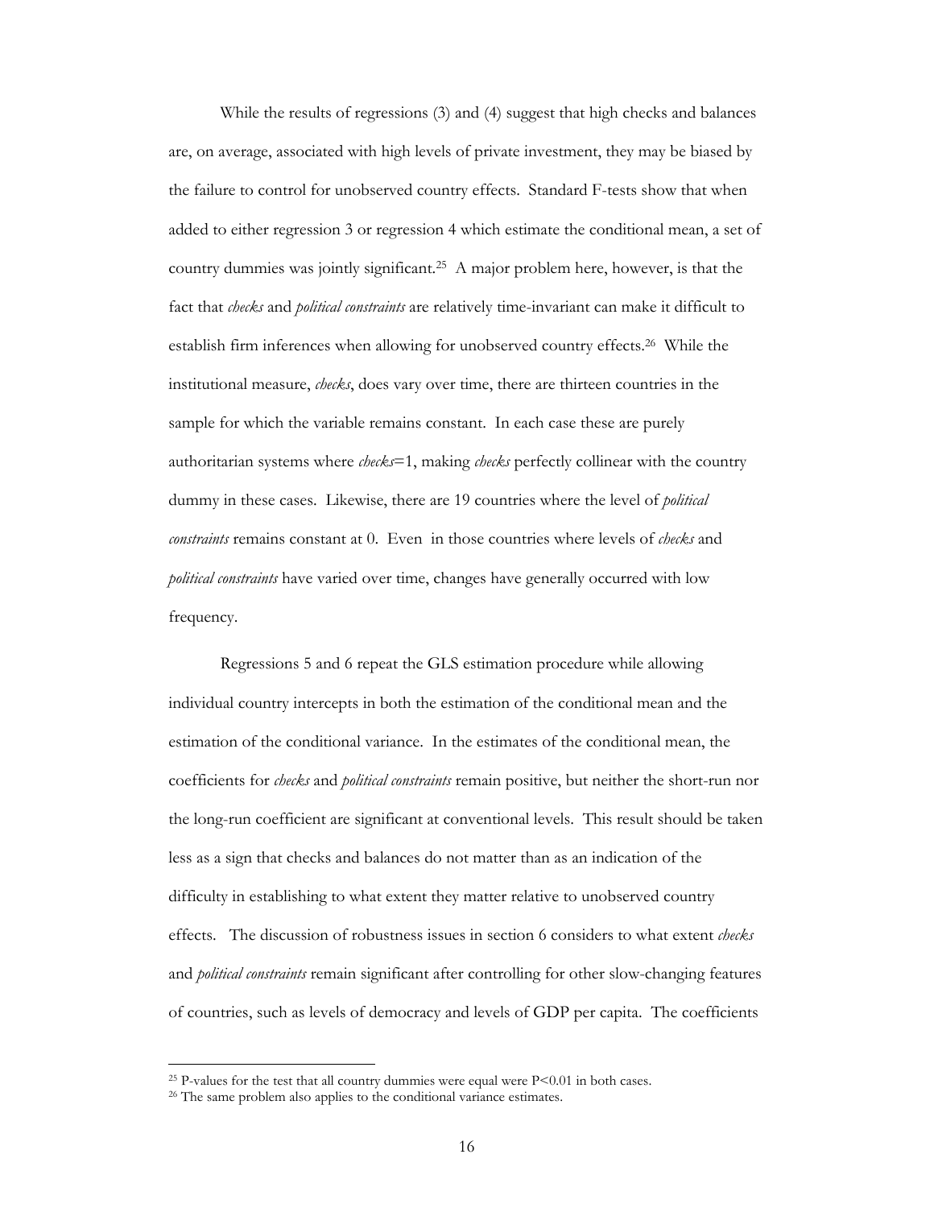While the results of regressions (3) and (4) suggest that high checks and balances are, on average, associated with high levels of private investment, they may be biased by the failure to control for unobserved country effects. Standard F-tests show that when added to either regression 3 or regression 4 which estimate the conditional mean, a set of country dummies was jointly significant.[25] A major problem here, however, is that the fact that *checks* and *political constraints* are relatively time-invariant can make it difficult to establish firm inferences when allowing for unobserved country effects.[26] While the institutional measure, *checks*, does vary over time, there are thirteen countries in the sample for which the variable remains constant. In each case these are purely authoritarian systems where *checks*=1, making *checks* perfectly collinear with the country dummy in these cases. Likewise, there are 19 countries where the level of *political constraints* remains constant at 0. Even in those countries where levels of *checks* and *political constraints* have varied over time, changes have generally occurred with low frequency.

Regressions 5 and 6 repeat the GLS estimation procedure while allowing individual country intercepts in both the estimation of the conditional mean and the estimation of the conditional variance. In the estimates of the conditional mean, the coefficients for *checks* and *political constraints* remain positive, but neither the short-run nor the long-run coefficient are significant at conventional levels. This result should be taken less as a sign that checks and balances do not matter than as an indication of the difficulty in establishing to what extent they matter relative to unobserved country effects. The discussion of robustness issues in section 6 considers to what extent *checks* and *political constraints* remain significant after controlling for other slow-changing features of countries, such as levels of democracy and levels of GDP per capita. The coefficients

[25] P-values for the test that all country dummies were equal were $P<0.01$ in both cases.

[26] The same problem also applies to the conditional variance estimates.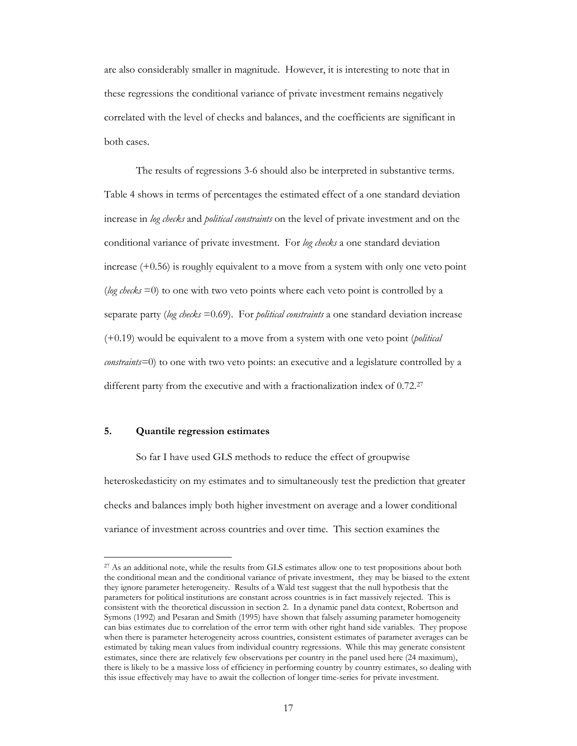are also considerably smaller in magnitude. However, it is interesting to note that in these regressions the conditional variance of private investment remains negatively correlated with the level of checks and balances, and the coefficients are significant in both cases.

The results of regressions 3-6 should also be interpreted in substantive terms. Table 4 shows in terms of percentages the estimated effect of a one standard deviation increase in *log checks* and *political constraints* on the level of private investment and on the conditional variance of private investment. For *log checks* a one standard deviation increase (+0.56) is roughly equivalent to a move from a system with only one veto point (*log checks* =0) to one with two veto points where each veto point is controlled by a separate party (*log checks* =0.69). For *political constraints* a one standard deviation increase (+0.19) would be equivalent to a move from a system with one veto point (*political constraints*=0) to one with two veto points: an executive and a legislature controlled by a different party from the executive and with a fractionalization index of 0.72.[27]

## 5. Quantile regression estimates

So far I have used GLS methods to reduce the effect of groupwise heteroskedasticity on my estimates and to simultaneously test the prediction that greater checks and balances imply both higher investment on average and a lower conditional variance of investment across countries and over time. This section examines the

[27] As an additional note, while the results from GLS estimates allow one to test propositions about both the conditional mean and the conditional variance of private investment, they may be biased to the extent they ignore parameter heterogeneity. Results of a Wald test suggest that the null hypothesis that the parameters for political institutions are constant across countries is in fact massively rejected. This is consistent with the theoretical discussion in section 2. In a dynamic panel data context, Robertson and Symons (1992) and Pesaran and Smith (1995) have shown that falsely assuming parameter homogeneity can bias estimates due to correlation of the error term with other right hand side variables. They propose when there is parameter heterogeneity across countries, consistent estimates of parameter averages can be estimated by taking mean values from individual country regressions. While this may generate consistent estimates, since there are relatively few observations per country in the panel used here (24 maximum), there is likely to be a massive loss of efficiency in performing country by country estimates, so dealing with this issue effectively may have to await the collection of longer time-series for private investment.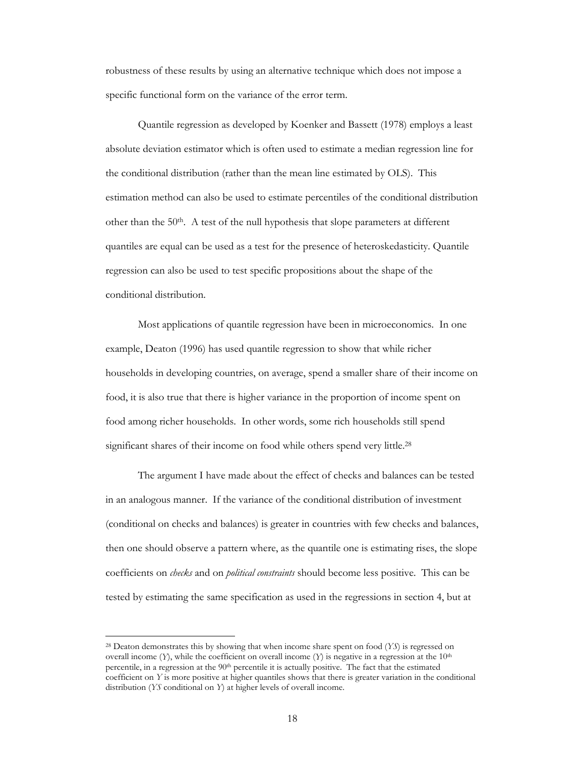robustness of these results by using an alternative technique which does not impose a specific functional form on the variance of the error term.

Quantile regression as developed by Koenker and Bassett (1978) employs a least absolute deviation estimator which is often used to estimate a median regression line for the conditional distribution (rather than the mean line estimated by OLS). This estimation method can also be used to estimate percentiles of the conditional distribution other than the 50th. A test of the null hypothesis that slope parameters at different quantiles are equal can be used as a test for the presence of heteroskedasticity. Quantile regression can also be used to test specific propositions about the shape of the conditional distribution.

Most applications of quantile regression have been in microeconomics. In one example, Deaton (1996) has used quantile regression to show that while richer households in developing countries, on average, spend a smaller share of their income on food, it is also true that there is higher variance in the proportion of income spent on food among richer households. In other words, some rich households still spend significant shares of their income on food while others spend very little.[28]

The argument I have made about the effect of checks and balances can be tested in an analogous manner. If the variance of the conditional distribution of investment (conditional on checks and balances) is greater in countries with few checks and balances, then one should observe a pattern where, as the quantile one is estimating rises, the slope coefficients on *checks* and on *political constraints* should become less positive. This can be tested by estimating the same specification as used in the regressions in section 4, but at

---

[28] Deaton demonstrates this by showing that when income share spent on food ($YS$) is regressed on overall income ($Y$), while the coefficient on overall income ($Y$) is negative in a regression at the 10th percentile, in a regression at the 90th percentile it is actually positive. The fact that the estimated coefficient on $Y$ is more positive at higher quantiles shows that there is greater variation in the conditional distribution ($YS$ conditional on $Y$) at higher levels of overall income.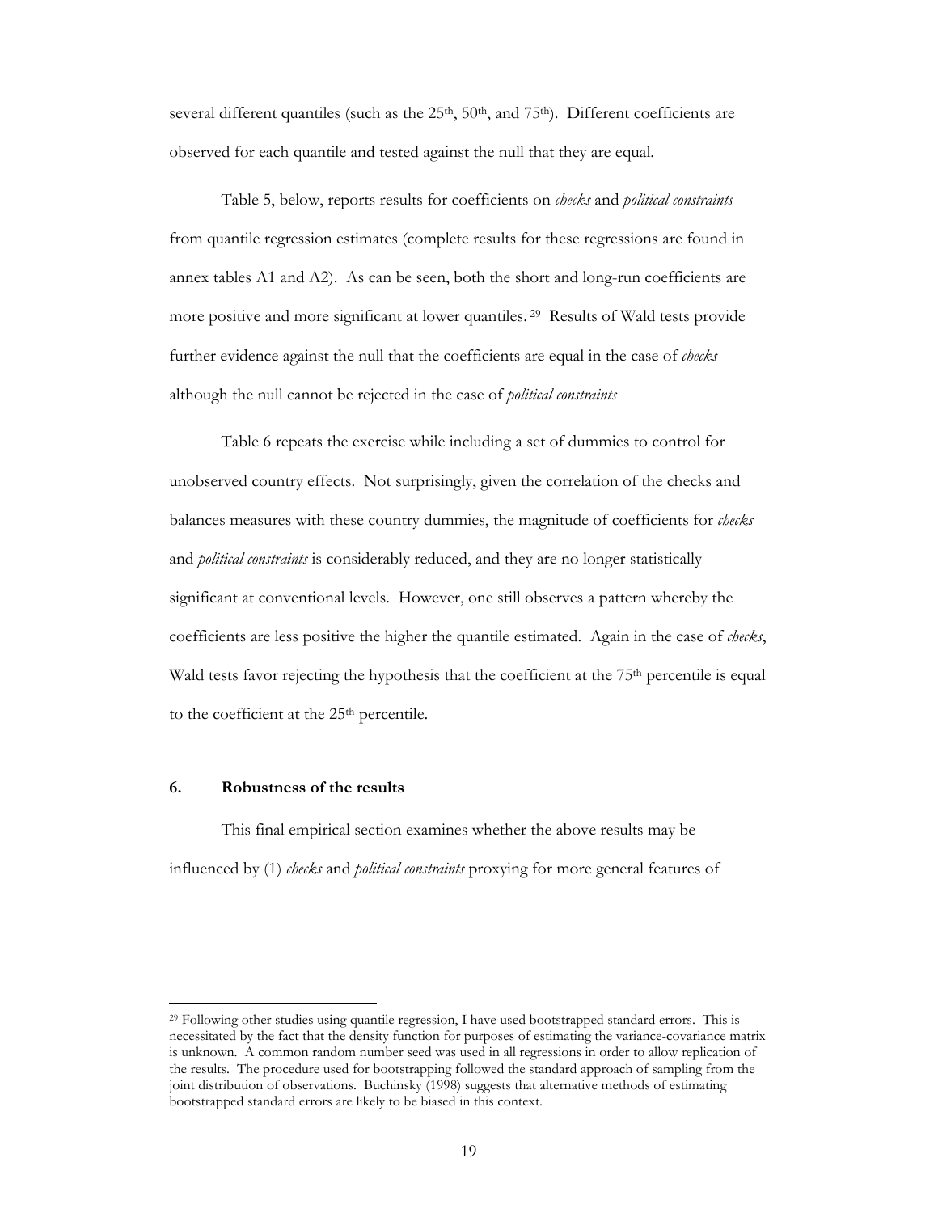several different quantiles (such as the 25th, 50th, and 75th). Different coefficients are observed for each quantile and tested against the null that they are equal.

Table 5, below, reports results for coefficients on *checks* and *political constraints* from quantile regression estimates (complete results for these regressions are found in annex tables A1 and A2). As can be seen, both the short and long-run coefficients are more positive and more significant at lower quantiles. [29] Results of Wald tests provide further evidence against the null that the coefficients are equal in the case of *checks* although the null cannot be rejected in the case of *political constraints*

Table 6 repeats the exercise while including a set of dummies to control for unobserved country effects. Not surprisingly, given the correlation of the checks and balances measures with these country dummies, the magnitude of coefficients for *checks* and *political constraints* is considerably reduced, and they are no longer statistically significant at conventional levels. However, one still observes a pattern whereby the coefficients are less positive the higher the quantile estimated. Again in the case of *checks*, Wald tests favor rejecting the hypothesis that the coefficient at the 75th percentile is equal to the coefficient at the 25th percentile.

## 6. Robustness of the results

This final empirical section examines whether the above results may be influenced by (1) *checks* and *political constraints* proxying for more general features of

---

[29] Following other studies using quantile regression, I have used bootstrapped standard errors. This is necessitated by the fact that the density function for purposes of estimating the variance-covariance matrix is unknown. A common random number seed was used in all regressions in order to allow replication of the results. The procedure used for bootstrapping followed the standard approach of sampling from the joint distribution of observations. Buchinsky (1998) suggests that alternative methods of estimating bootstrapped standard errors are likely to be biased in this context.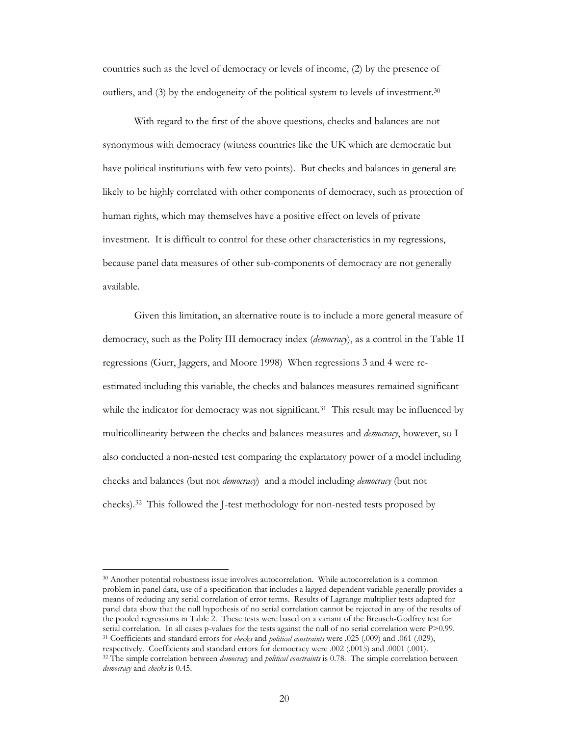countries such as the level of democracy or levels of income, (2) by the presence of outliers, and (3) by the endogeneity of the political system to levels of investment.[30]

With regard to the first of the above questions, checks and balances are not synonymous with democracy (witness countries like the UK which are democratic but have political institutions with few veto points). But checks and balances in general are likely to be highly correlated with other components of democracy, such as protection of human rights, which may themselves have a positive effect on levels of private investment. It is difficult to control for these other characteristics in my regressions, because panel data measures of other sub-components of democracy are not generally available.

Given this limitation, an alternative route is to include a more general measure of democracy, such as the Polity III democracy index (*democracy*), as a control in the Table 1I regressions (Gurr, Jaggers, and Moore 1998) When regressions 3 and 4 were re-estimated including this variable, the checks and balances measures remained significant while the indicator for democracy was not significant.[31] This result may be influenced by multicollinearity between the checks and balances measures and *democracy*, however, so I also conducted a non-nested test comparing the explanatory power of a model including checks and balances (but not *democracy*) and a model including *democracy* (but not checks).[32] This followed the J-test methodology for non-nested tests proposed by

---

[30] Another potential robustness issue involves autocorrelation. While autocorrelation is a common problem in panel data, use of a specification that includes a lagged dependent variable generally provides a means of reducing any serial correlation of error terms. Results of Lagrange multiplier tests adapted for panel data show that the null hypothesis of no serial correlation cannot be rejected in any of the results of the pooled regressions in Table 2. These tests were based on a variant of the Breusch-Godfrey test for serial correlation. In all cases p-values for the tests against the null of no serial correlation were $P>0.99$.

[31] Coefficients and standard errors for *checks* and *political constraints* were .025 (.009) and .061 (.029), respectively. Coefficients and standard errors for democracy were .002 (.0015) and .0001 (.001).

[32] The simple correlation between *democracy* and *political constraints* is 0.78. The simple correlation between *democracy* and *checks* is 0.45.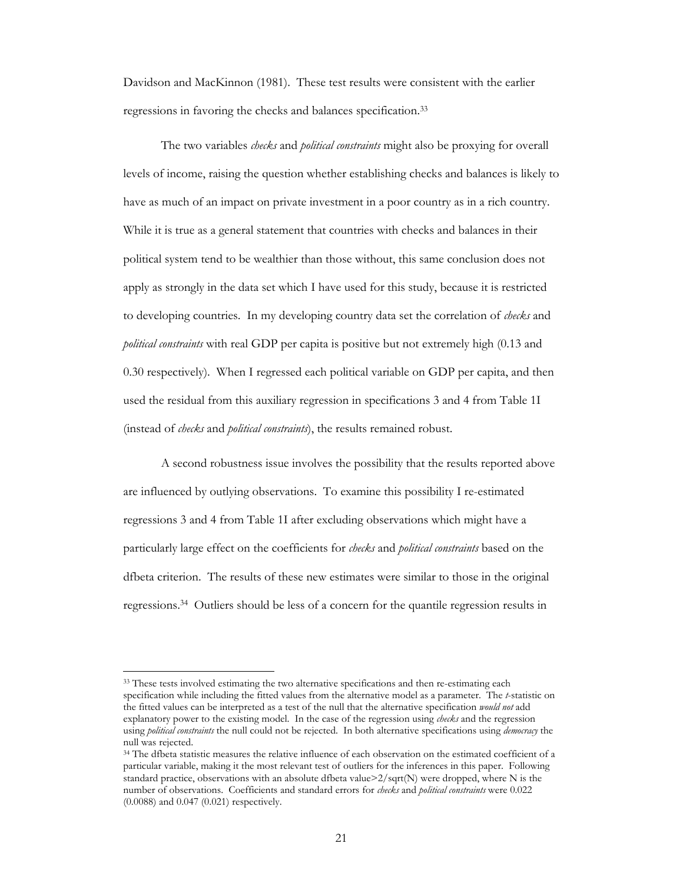Davidson and MacKinnon (1981). These test results were consistent with the earlier regressions in favoring the checks and balances specification.[33]

The two variables *checks* and *political constraints* might also be proxying for overall levels of income, raising the question whether establishing checks and balances is likely to have as much of an impact on private investment in a poor country as in a rich country. While it is true as a general statement that countries with checks and balances in their political system tend to be wealthier than those without, this same conclusion does not apply as strongly in the data set which I have used for this study, because it is restricted to developing countries. In my developing country data set the correlation of *checks* and *political constraints* with real GDP per capita is positive but not extremely high (0.13 and 0.30 respectively). When I regressed each political variable on GDP per capita, and then used the residual from this auxiliary regression in specifications 3 and 4 from Table 1I (instead of *checks* and *political constraints*), the results remained robust.

A second robustness issue involves the possibility that the results reported above are influenced by outlying observations. To examine this possibility I re-estimated regressions 3 and 4 from Table 1I after excluding observations which might have a particularly large effect on the coefficients for *checks* and *political constraints* based on the dfbeta criterion. The results of these new estimates were similar to those in the original regressions.[34] Outliers should be less of a concern for the quantile regression results in

---

[33] These tests involved estimating the two alternative specifications and then re-estimating each specification while including the fitted values from the alternative model as a parameter. The *t*-statistic on the fitted values can be interpreted as a test of the null that the alternative specification *would not* add explanatory power to the existing model. In the case of the regression using *checks* and the regression using *political constraints* the null could not be rejected. In both alternative specifications using *democracy* the null was rejected.

[34] The dfbeta statistic measures the relative influence of each observation on the estimated coefficient of a particular variable, making it the most relevant test of outliers for the inferences in this paper. Following standard practice, observations with an absolute dfbeta value>2/sqrt(N) were dropped, where N is the number of observations. Coefficients and standard errors for *checks* and *political constraints* were 0.022 (0.0088) and 0.047 (0.021) respectively.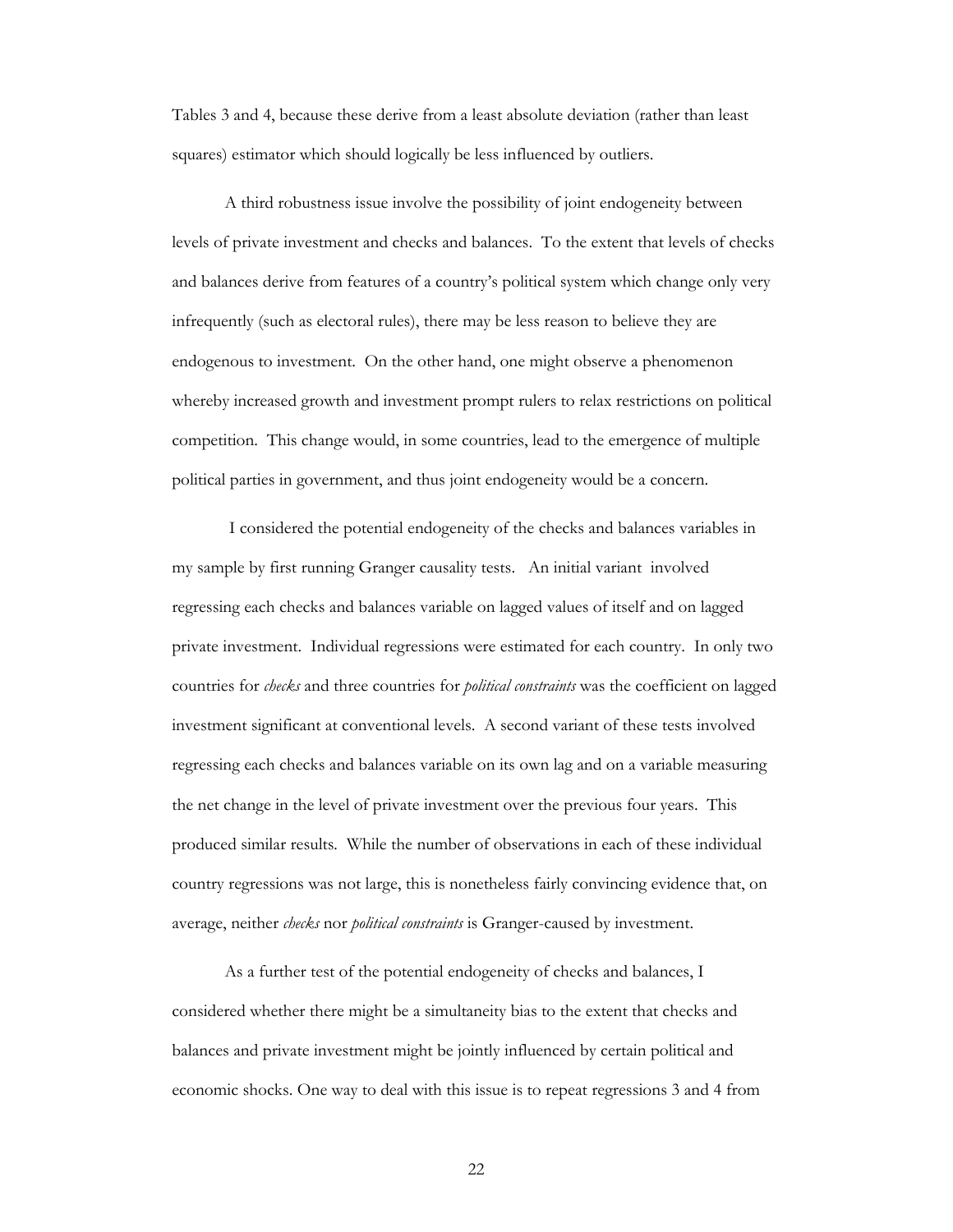Tables 3 and 4, because these derive from a least absolute deviation (rather than least squares) estimator which should logically be less influenced by outliers.

A third robustness issue involve the possibility of joint endogeneity between levels of private investment and checks and balances. To the extent that levels of checks and balances derive from features of a country's political system which change only very infrequently (such as electoral rules), there may be less reason to believe they are endogenous to investment. On the other hand, one might observe a phenomenon whereby increased growth and investment prompt rulers to relax restrictions on political competition. This change would, in some countries, lead to the emergence of multiple political parties in government, and thus joint endogeneity would be a concern.

I considered the potential endogeneity of the checks and balances variables in my sample by first running Granger causality tests. An initial variant involved regressing each checks and balances variable on lagged values of itself and on lagged private investment. Individual regressions were estimated for each country. In only two countries for *checks* and three countries for *political constraints* was the coefficient on lagged investment significant at conventional levels. A second variant of these tests involved regressing each checks and balances variable on its own lag and on a variable measuring the net change in the level of private investment over the previous four years. This produced similar results. While the number of observations in each of these individual country regressions was not large, this is nonetheless fairly convincing evidence that, on average, neither *checks* nor *political constraints* is Granger-caused by investment.

As a further test of the potential endogeneity of checks and balances, I considered whether there might be a simultaneity bias to the extent that checks and balances and private investment might be jointly influenced by certain political and economic shocks. One way to deal with this issue is to repeat regressions 3 and 4 from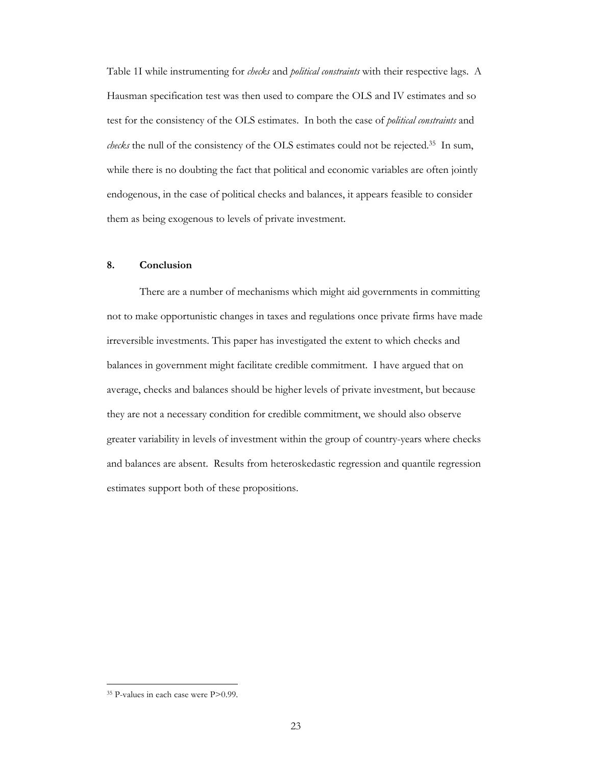Table 1I while instrumenting for *checks* and *political constraints* with their respective lags. A Hausman specification test was then used to compare the OLS and IV estimates and so test for the consistency of the OLS estimates. In both the case of *political constraints* and *checks* the null of the consistency of the OLS estimates could not be rejected.[35] In sum, while there is no doubting the fact that political and economic variables are often jointly endogenous, in the case of political checks and balances, it appears feasible to consider them as being exogenous to levels of private investment.

## 8. Conclusion

There are a number of mechanisms which might aid governments in committing not to make opportunistic changes in taxes and regulations once private firms have made irreversible investments. This paper has investigated the extent to which checks and balances in government might facilitate credible commitment. I have argued that on average, checks and balances should be higher levels of private investment, but because they are not a necessary condition for credible commitment, we should also observe greater variability in levels of investment within the group of country-years where checks and balances are absent. Results from heteroskedastic regression and quantile regression estimates support both of these propositions.

---

[35] P-values in each case were P>0.99.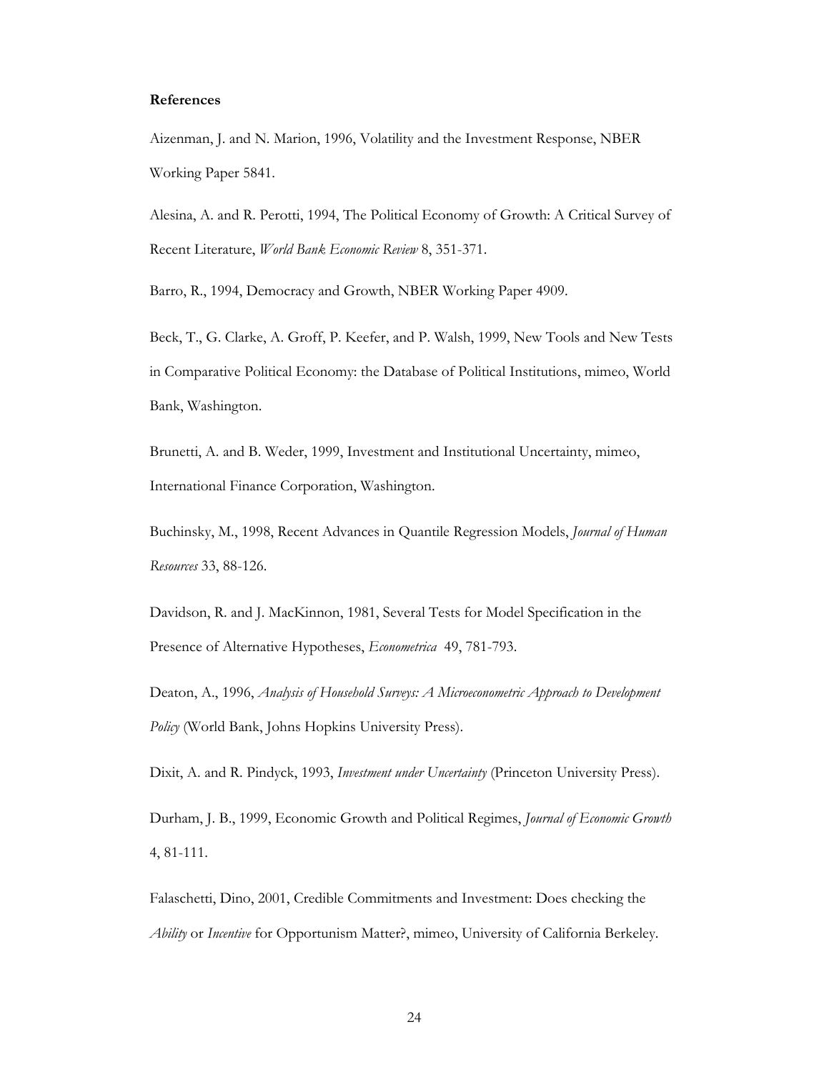**References**

Aizenman, J. and N. Marion, 1996, Volatility and the Investment Response, NBER Working Paper 5841.

Alesina, A. and R. Perotti, 1994, The Political Economy of Growth: A Critical Survey of Recent Literature, *World Bank Economic Review* 8, 351-371.

Barro, R., 1994, Democracy and Growth, NBER Working Paper 4909.

Beck, T., G. Clarke, A. Groff, P. Keefer, and P. Walsh, 1999, New Tools and New Tests in Comparative Political Economy: the Database of Political Institutions, mimeo, World Bank, Washington.

Brunetti, A. and B. Weder, 1999, Investment and Institutional Uncertainty, mimeo, International Finance Corporation, Washington.

Buchinsky, M., 1998, Recent Advances in Quantile Regression Models, *Journal of Human Resources* 33, 88-126.

Davidson, R. and J. MacKinnon, 1981, Several Tests for Model Specification in the Presence of Alternative Hypotheses, *Econometrica* 49, 781-793.

Deaton, A., 1996, *Analysis of Household Surveys: A Microeconometric Approach to Development Policy* (World Bank, Johns Hopkins University Press).

Dixit, A. and R. Pindyck, 1993, *Investment under Uncertainty* (Princeton University Press).

Durham, J. B., 1999, Economic Growth and Political Regimes, *Journal of Economic Growth* 4, 81-111.

Falaschetti, Dino, 2001, Credible Commitments and Investment: Does checking the *Ability* or *Incentive* for Opportunism Matter?, mimeo, University of California Berkeley.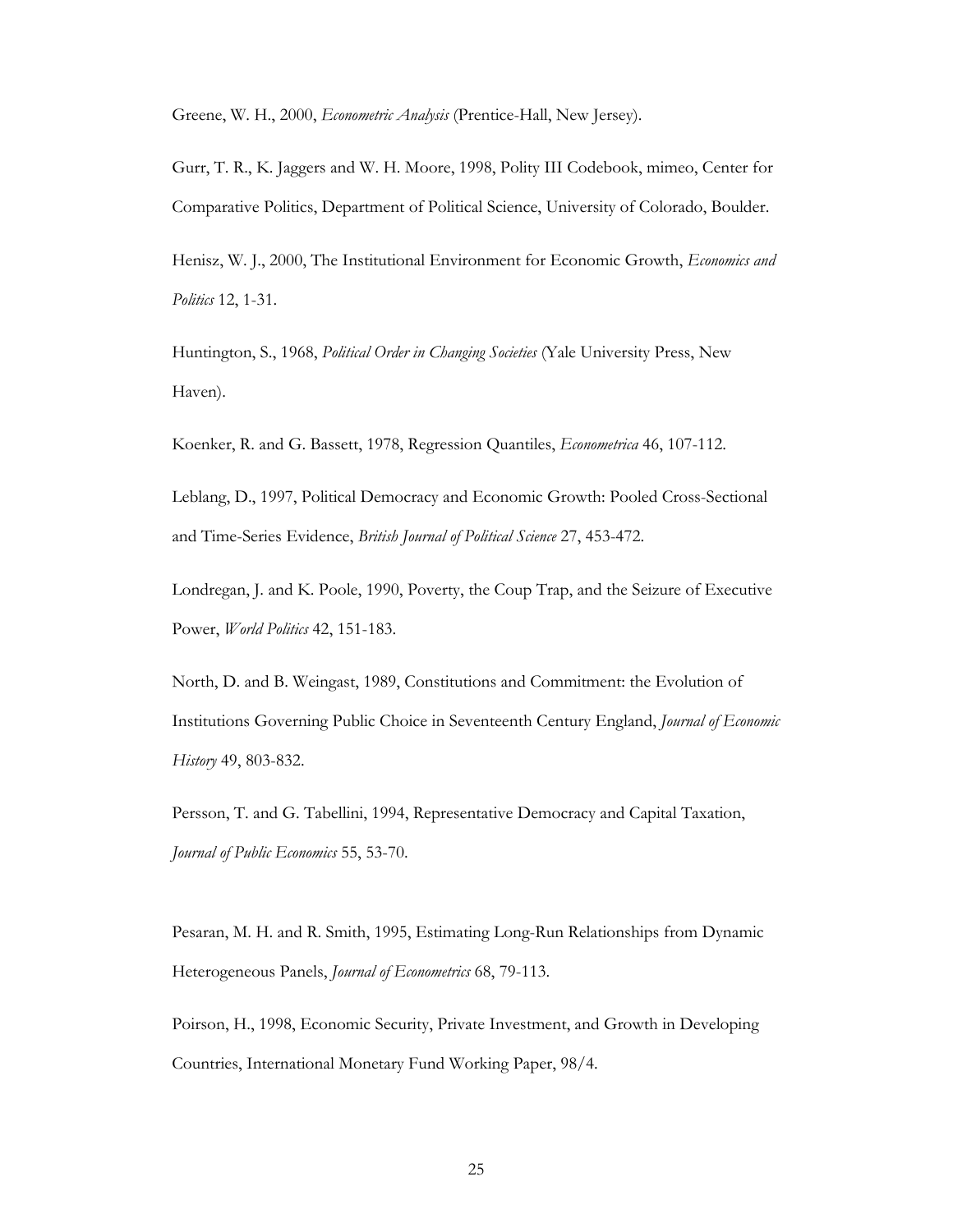Greene, W. H., 2000, *Econometric Analysis* (Prentice-Hall, New Jersey).

Gurr, T. R., K. Jaggers and W. H. Moore, 1998, Polity III Codebook, mimeo, Center for Comparative Politics, Department of Political Science, University of Colorado, Boulder.

Henisz, W. J., 2000, The Institutional Environment for Economic Growth, *Economics and Politics* 12, 1-31.

Huntington, S., 1968, *Political Order in Changing Societies* (Yale University Press, New Haven).

Koenker, R. and G. Bassett, 1978, Regression Quantiles, *Econometrica* 46, 107-112.

Leblang, D., 1997, Political Democracy and Economic Growth: Pooled Cross-Sectional and Time-Series Evidence, *British Journal of Political Science* 27, 453-472.

Londregan, J. and K. Poole, 1990, Poverty, the Coup Trap, and the Seizure of Executive Power, *World Politics* 42, 151-183.

North, D. and B. Weingast, 1989, Constitutions and Commitment: the Evolution of Institutions Governing Public Choice in Seventeenth Century England, *Journal of Economic History* 49, 803-832.

Persson, T. and G. Tabellini, 1994, Representative Democracy and Capital Taxation, *Journal of Public Economics* 55, 53-70.

Pesaran, M. H. and R. Smith, 1995, Estimating Long-Run Relationships from Dynamic Heterogeneous Panels, *Journal of Econometrics* 68, 79-113.

Poirson, H., 1998, Economic Security, Private Investment, and Growth in Developing Countries, International Monetary Fund Working Paper, 98/4.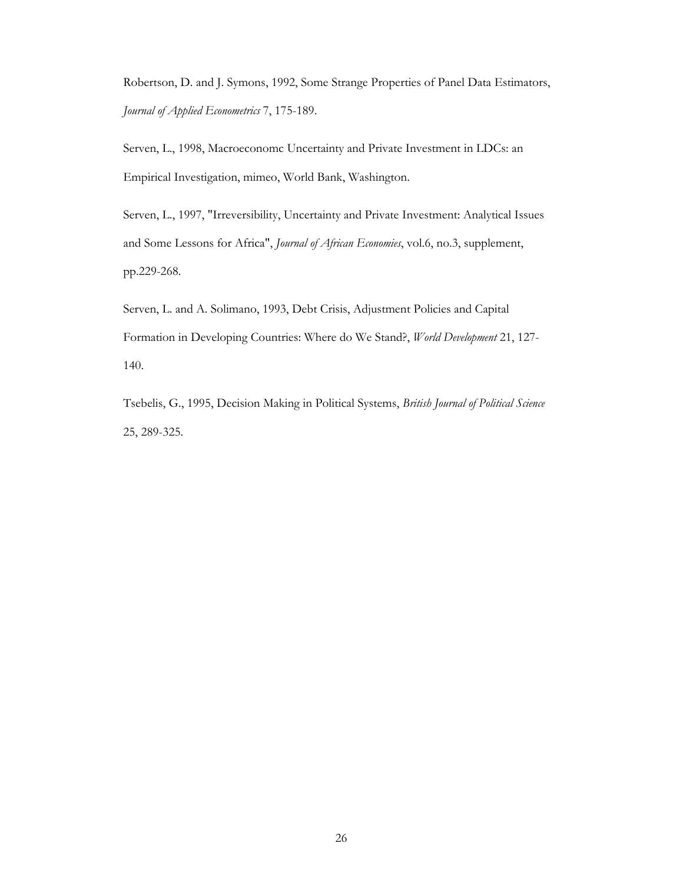Robertson, D. and J. Symons, 1992, Some Strange Properties of Panel Data Estimators, *Journal of Applied Econometrics* 7, 175-189.

Serven, L., 1998, Macroeconomc Uncertainty and Private Investment in LDCs: an Empirical Investigation, mimeo, World Bank, Washington.

Serven, L., 1997, "Irreversibility, Uncertainty and Private Investment: Analytical Issues and Some Lessons for Africa", *Journal of African Economies*, vol.6, no.3, supplement, pp.229-268.

Serven, L. and A. Solimano, 1993, Debt Crisis, Adjustment Policies and Capital Formation in Developing Countries: Where do We Stand?, *World Development* 21, 127-140.

Tsebelis, G., 1995, Decision Making in Political Systems, *British Journal of Political Science* 25, 289-325.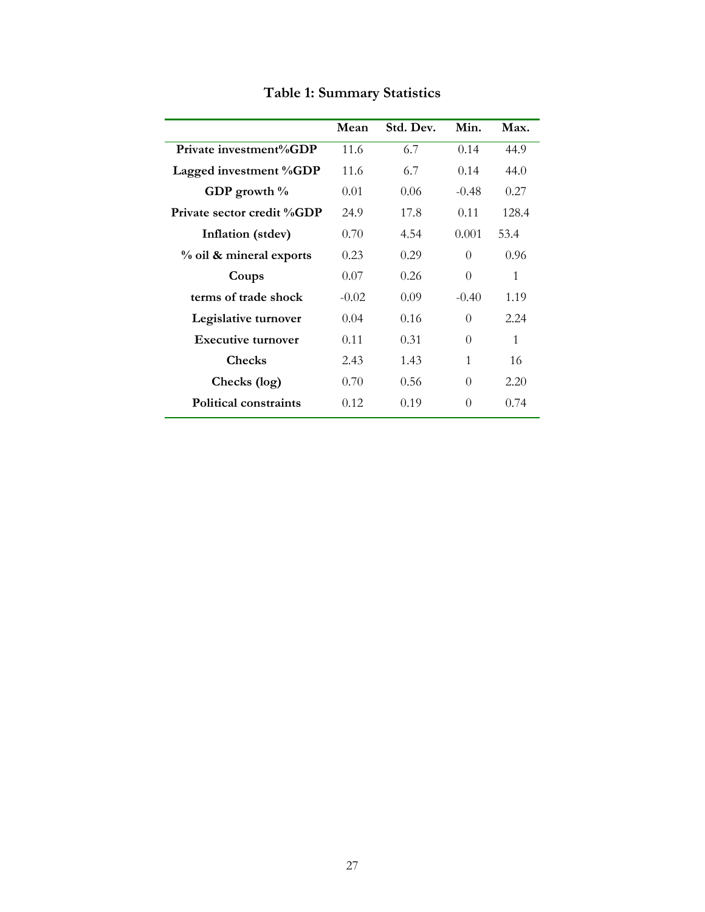# Table 1: Summary Statistics

| | Mean | Std. Dev. | Min. | Max. |
|---|---|---|---|---|
| **Private investment%GDP** | 11.6 | 6.7 | 0.14 | 44.9 |
| **Lagged investment %GDP** | 11.6 | 6.7 | 0.14 | 44.0 |
| **GDP growth %** | 0.01 | 0.06 | -0.48 | 0.27 |
| **Private sector credit %GDP** | 24.9 | 17.8 | 0.11 | 128.4 |
| **Inflation (stdev)** | 0.70 | 4.54 | 0.001 | 53.4 |
| **% oil & mineral exports** | 0.23 | 0.29 | 0 | 0.96 |
| **Coups** | 0.07 | 0.26 | 0 | 1 |
| **terms of trade shock** | -0.02 | 0.09 | -0.40 | 1.19 |
| **Legislative turnover** | 0.04 | 0.16 | 0 | 2.24 |
| **Executive turnover** | 0.11 | 0.31 | 0 | 1 |
| **Checks** | 2.43 | 1.43 | 1 | 16 |
| **Checks (log)** | 0.70 | 0.56 | 0 | 2.20 |
| **Political constraints** | 0.12 | 0.19 | 0 | 0.74 |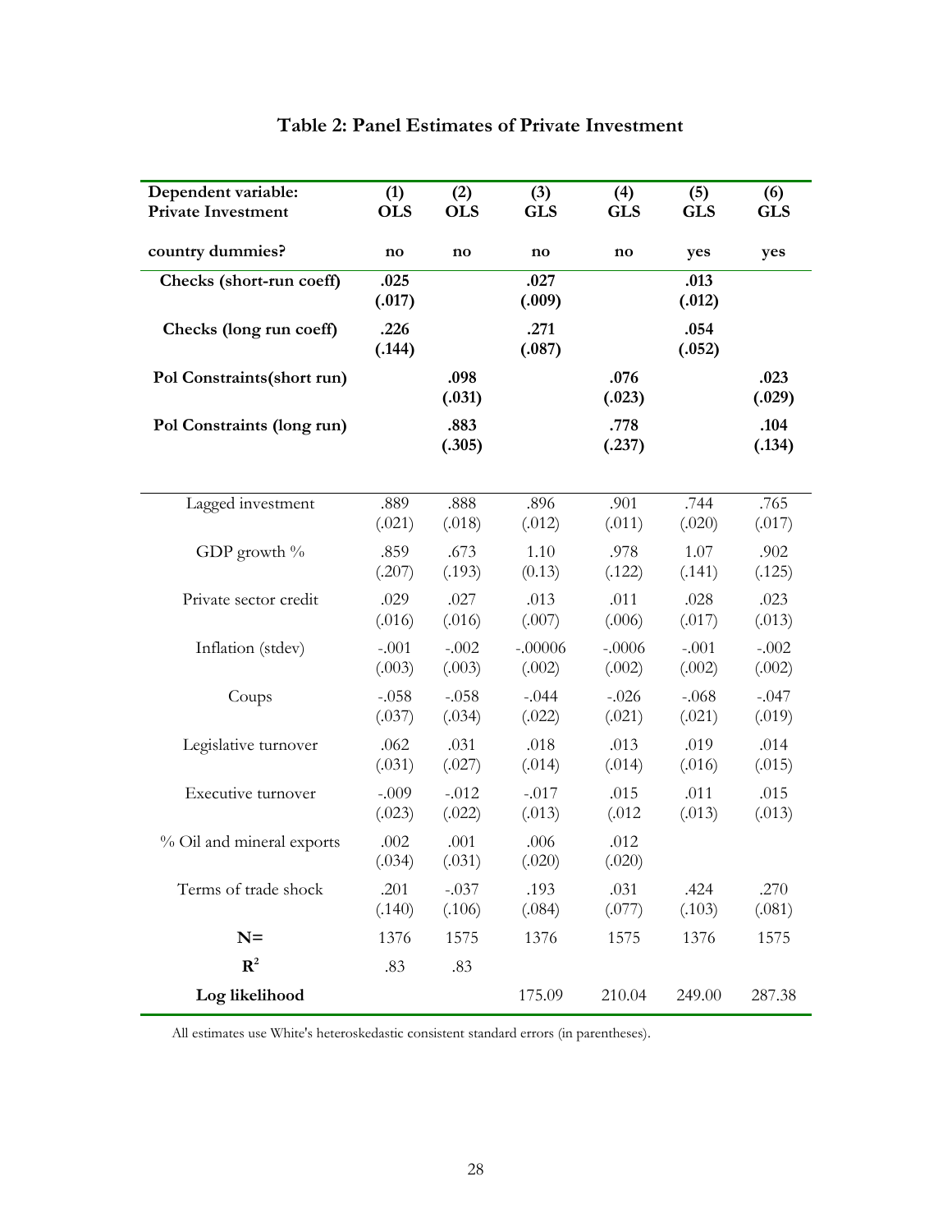## Table 2: Panel Estimates of Private Investment

| Dependent variable: Private Investment | (1) OLS | (2) OLS | (3) GLS | (4) GLS | (5) GLS | (6) GLS |
|---|---|---|---|---|---|---|
| **country dummies?** | **no** | **no** | **no** | **no** | **yes** | **yes** |
| **Checks (short-run coeff)** | **.025** | | **.027** | | **.013** | |
| | **(.017)** | | **(.009)** | | **(.012)** | |
| **Checks (long run coeff)** | **.226** | | **.271** | | **.054** | |
| | **(.144)** | | **(.087)** | | **(.052)** | |
| **Pol Constraints(short run)** | | **.098** | | **.076** | | **.023** |
| | | **(.031)** | | **(.023)** | | **(.029)** |
| **Pol Constraints (long run)** | | **.883** | | **.778** | | **.104** |
| | | **(.305)** | | **(.237)** | | **(.134)** |
| Lagged investment | .889 | .888 | .896 | .901 | .744 | .765 |
| | (.021) | (.018) | (.012) | (.011) | (.020) | (.017) |
| GDP growth % | .859 | .673 | 1.10 | .978 | 1.07 | .902 |
| | (.207) | (.193) | (0.13) | (.122) | (.141) | (.125) |
| Private sector credit | .029 | .027 | .013 | .011 | .028 | .023 |
| | (.016) | (.016) | (.007) | (.006) | (.017) | (.013) |
| Inflation (stdev) | -.001 | -.002 | -.00006 | -.0006 | -.001 | -.002 |
| | (.003) | (.003) | (.002) | (.002) | (.002) | (.002) |
| Coups | -.058 | -.058 | -.044 | -.026 | -.068 | -.047 |
| | (.037) | (.034) | (.022) | (.021) | (.021) | (.019) |
| Legislative turnover | .062 | .031 | .018 | .013 | .019 | .014 |
| | (.031) | (.027) | (.014) | (.014) | (.016) | (.015) |
| Executive turnover | -.009 | -.012 | -.017 | .015 | .011 | .015 |
| | (.023) | (.022) | (.013) | (.012 | (.013) | (.013) |
| % Oil and mineral exports | .002 | .001 | .006 | .012 | | |
| | (.034) | (.031) | (.020) | (.020) | | |
| Terms of trade shock | .201 | -.037 | .193 | .031 | .424 | .270 |
| | (.140) | (.106) | (.084) | (.077) | (.103) | (.081) |
| **N=** | 1376 | 1575 | 1376 | 1575 | 1376 | 1575 |
| $\mathbf{R^2}$ | .83 | .83 | | | | |
| **Log likelihood** | | | 175.09 | 210.04 | 249.00 | 287.38 |

All estimates use White's heteroskedastic consistent standard errors (in parentheses).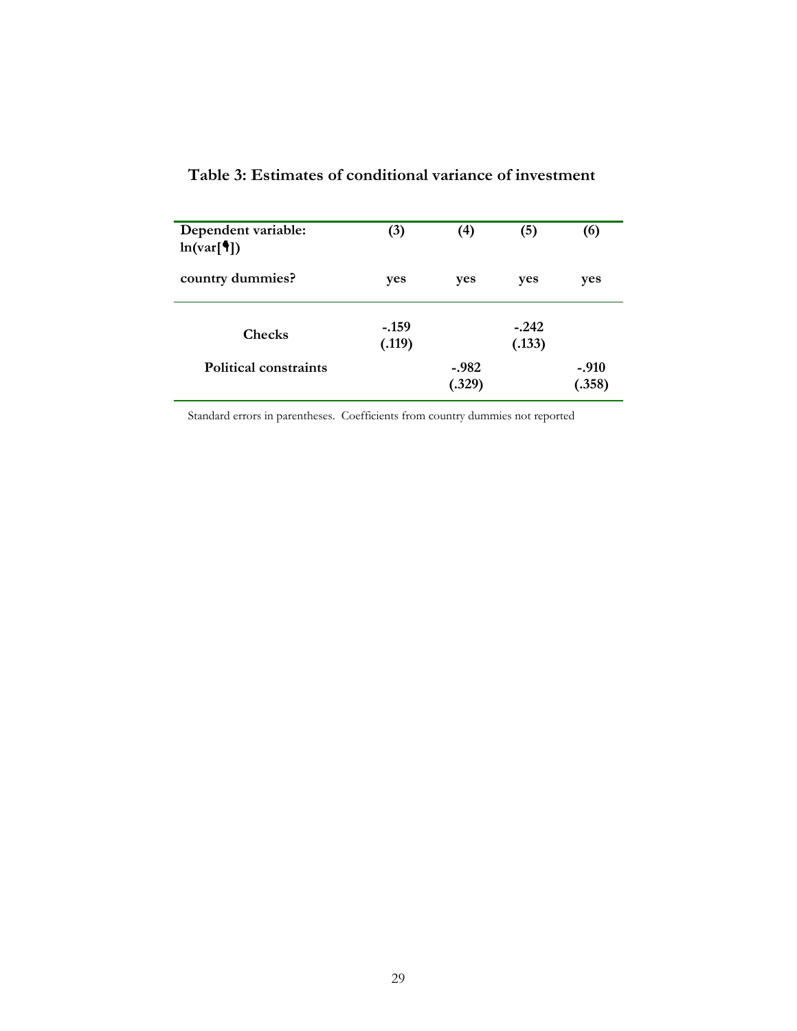## Table 3: Estimates of conditional variance of investment

| Dependent variable: ln(var[ ]) | (3) | (4) | (5) | (6) |
|---|---|---|---|---|
| country dummies? | yes | yes | yes | yes |
| Checks | -.159 (.119) | | -.242 (.133) | |
| Political constraints | | -.982 (.329) | | -.910 (.358) |

Standard errors in parentheses. Coefficients from country dummies not reported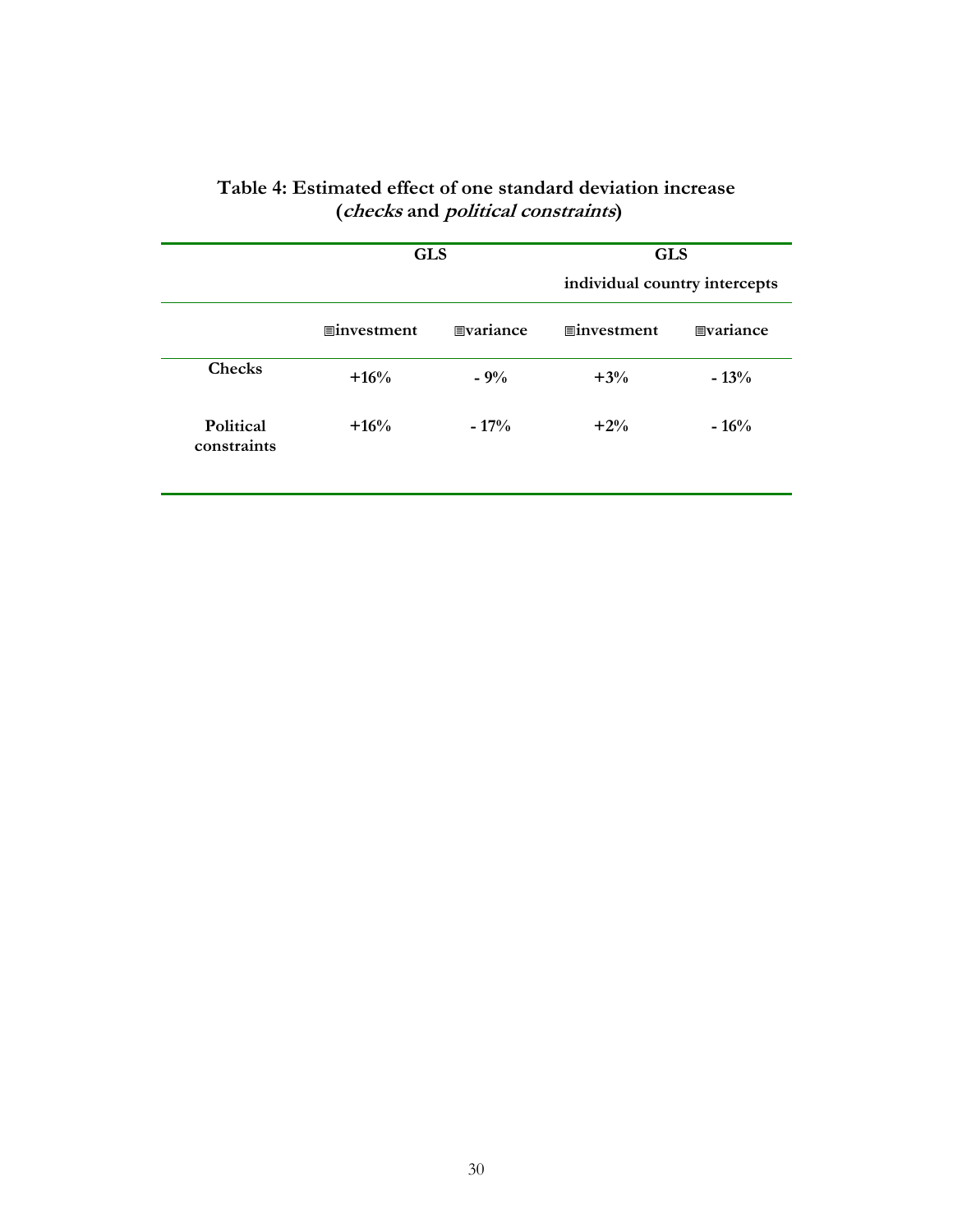**Table 4: Estimated effect of one standard deviation increase (*checks* and *political constraints*)**

| | GLS | | GLS individual country intercepts | |
|---|---|---|---|---|
| | ▤investment | ▤variance | ▤investment | ▤variance |
| **Checks** | **+16%** | **- 9%** | **+3%** | **- 13%** |
| **Political constraints** | **+16%** | **- 17%** | **+2%** | **- 16%** |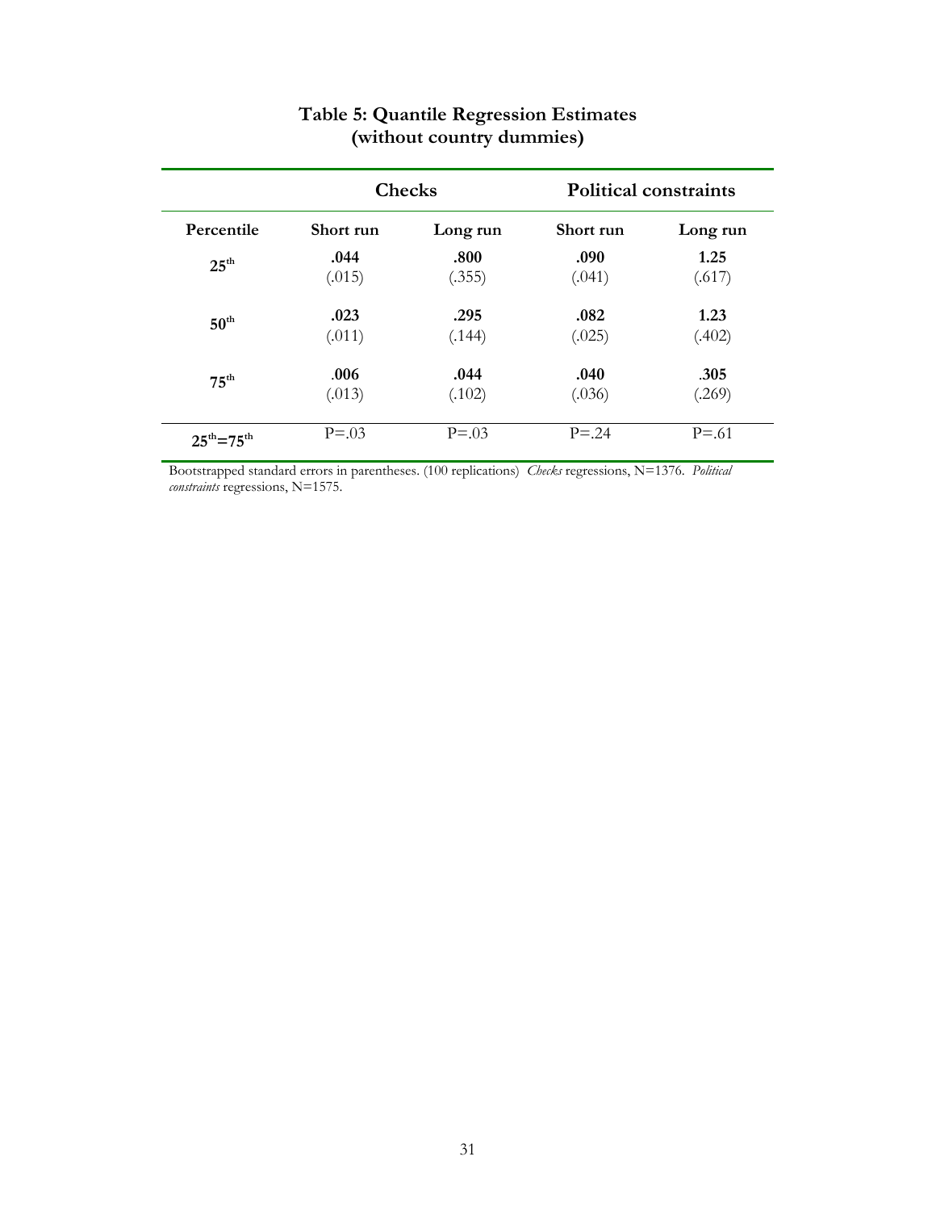## Table 5: Quantile Regression Estimates (without country dummies)

| | Checks | | Political constraints | |
|---|---|---|---|---|
| **Percentile** | **Short run** | **Long run** | **Short run** | **Long run** |
| **25th** | **.044** (.015) | **.800** (.355) | **.090** (.041) | **1.25** (.617) |
| **50th** | **.023** (.011) | **.295** (.144) | **.082** (.025) | **1.23** (.402) |
| **75th** | **.006** (.013) | **.044** (.102) | **.040** (.036) | **.305** (.269) |
| **25th=75th** | P=.03 | P=.03 | P=.24 | P=.61 |

Bootstrapped standard errors in parentheses. (100 replications) *Checks* regressions, N=1376. *Political constraints* regressions, N=1575.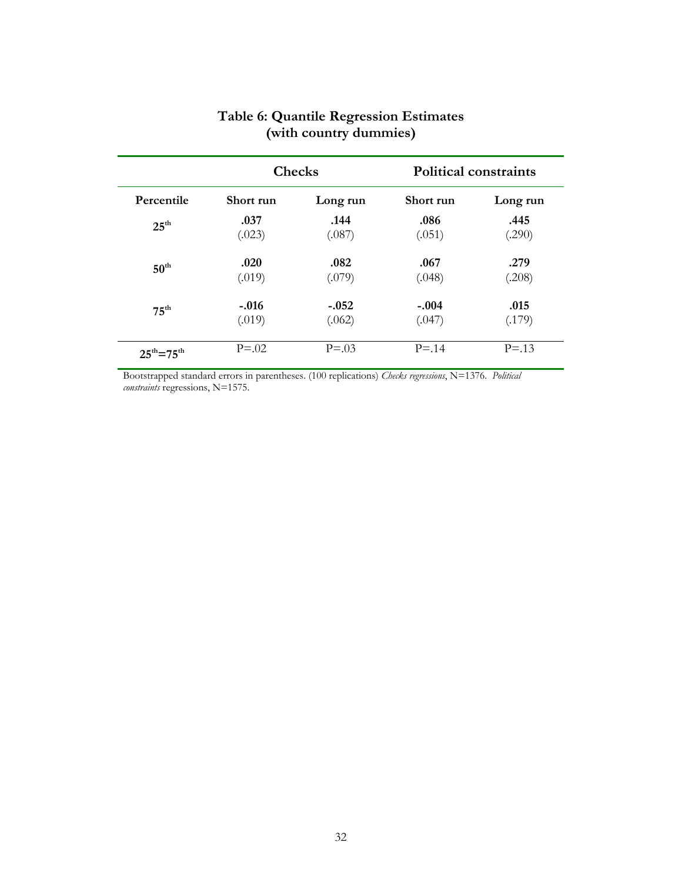**Table 6: Quantile Regression Estimates (with country dummies)**

| | Checks | | Political constraints | |
|---|---|---|---|---|
| **Percentile** | **Short run** | **Long run** | **Short run** | **Long run** |
| **$25^{th}$** | **.037** | **.144** | **.086** | **.445** |
| | (.023) | (.087) | (.051) | (.290) |
| **$50^{th}$** | **.020** | **.082** | **.067** | **.279** |
| | (.019) | (.079) | (.048) | (.208) |
| **$75^{th}$** | **-.016** | **-.052** | **-.004** | **.015** |
| | (.019) | (.062) | (.047) | (.179) |
| **$25^{th}$=$75^{th}$** | P=.02 | P=.03 | P=.14 | P=.13 |

Bootstrapped standard errors in parentheses. (100 replications) *Checks regressions*, N=1376. *Political constraints* regressions, N=1575.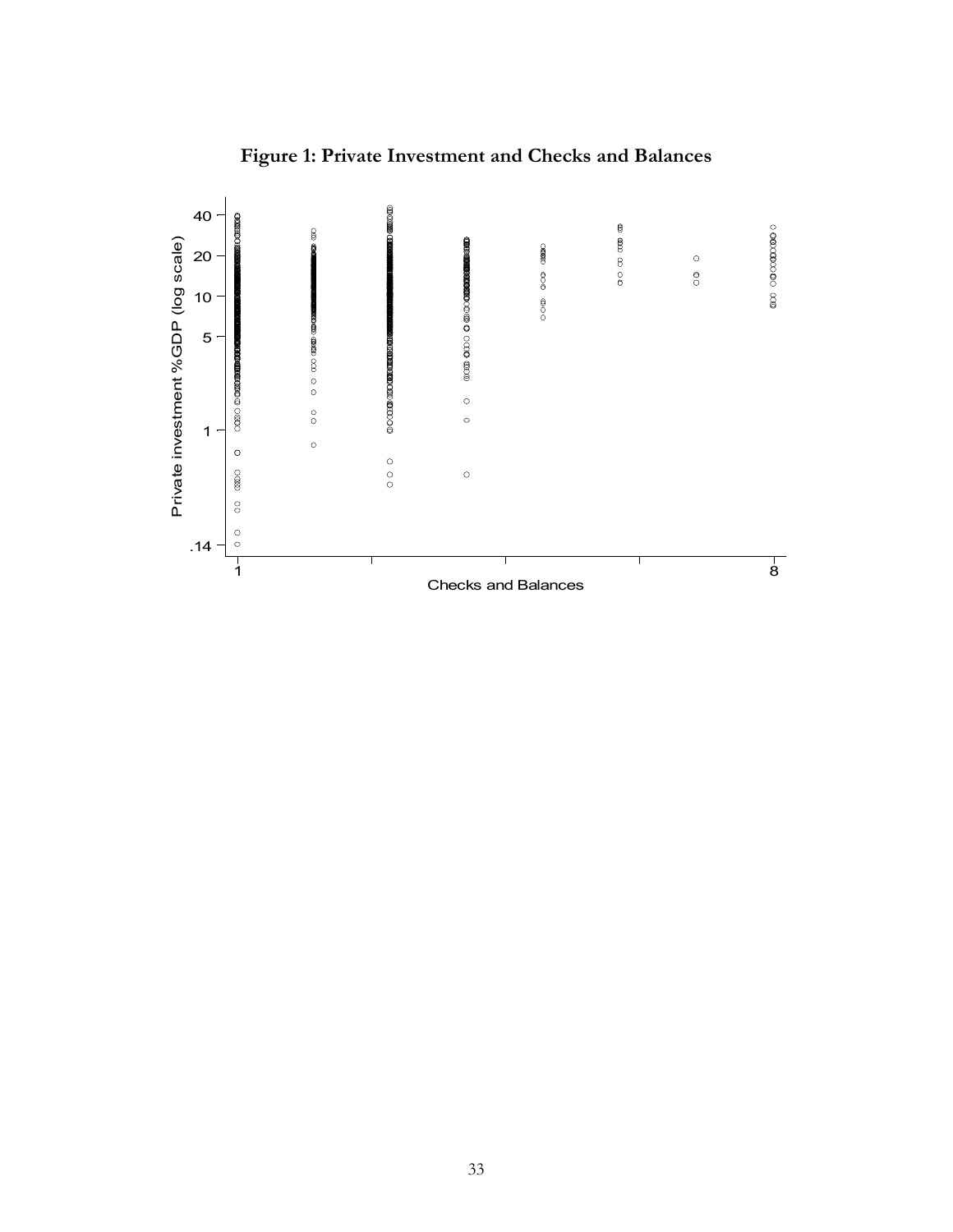**Figure 1: Private Investment and Checks and Balances**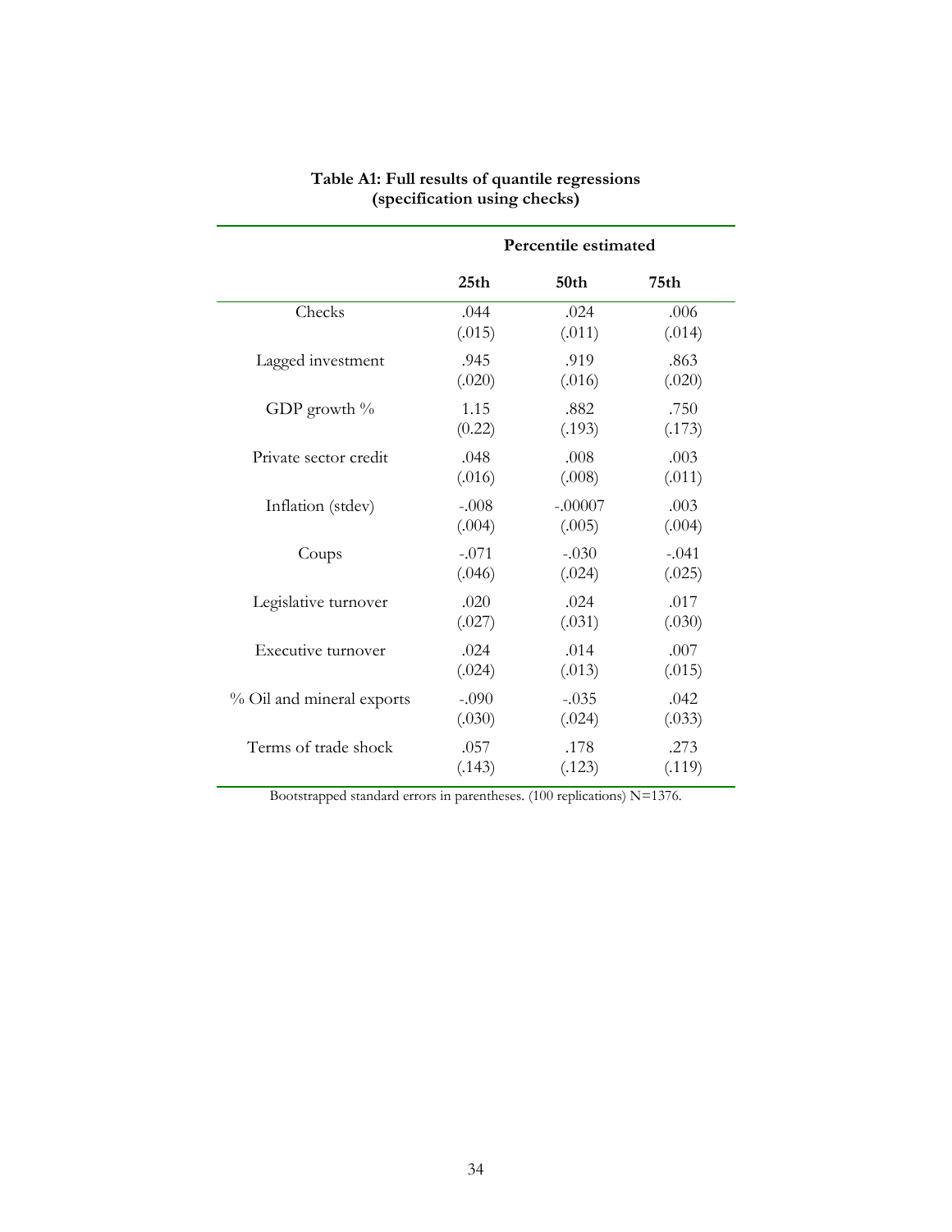**Table A1: Full results of quantile regressions (specification using checks)**

| | Percentile estimated | | |
|---|---|---|---|
| | **25th** | **50th** | **75th** |
| Checks | .044<br>(.015) | .024<br>(.011) | .006<br>(.014) |
| Lagged investment | .945<br>(.020) | .919<br>(.016) | .863<br>(.020) |
| GDP growth % | 1.15<br>(0.22) | .882<br>(.193) | .750<br>(.173) |
| Private sector credit | .048<br>(.016) | .008<br>(.008) | .003<br>(.011) |
| Inflation (stdev) | -.008<br>(.004) | -.00007<br>(.005) | .003<br>(.004) |
| Coups | -.071<br>(.046) | -.030<br>(.024) | -.041<br>(.025) |
| Legislative turnover | .020<br>(.027) | .024<br>(.031) | .017<br>(.030) |
| Executive turnover | .024<br>(.024) | .014<br>(.013) | .007<br>(.015) |
| % Oil and mineral exports | -.090<br>(.030) | -.035<br>(.024) | .042<br>(.033) |
| Terms of trade shock | .057<br>(.143) | .178<br>(.123) | .273<br>(.119) |

Bootstrapped standard errors in parentheses. (100 replications) N=1376.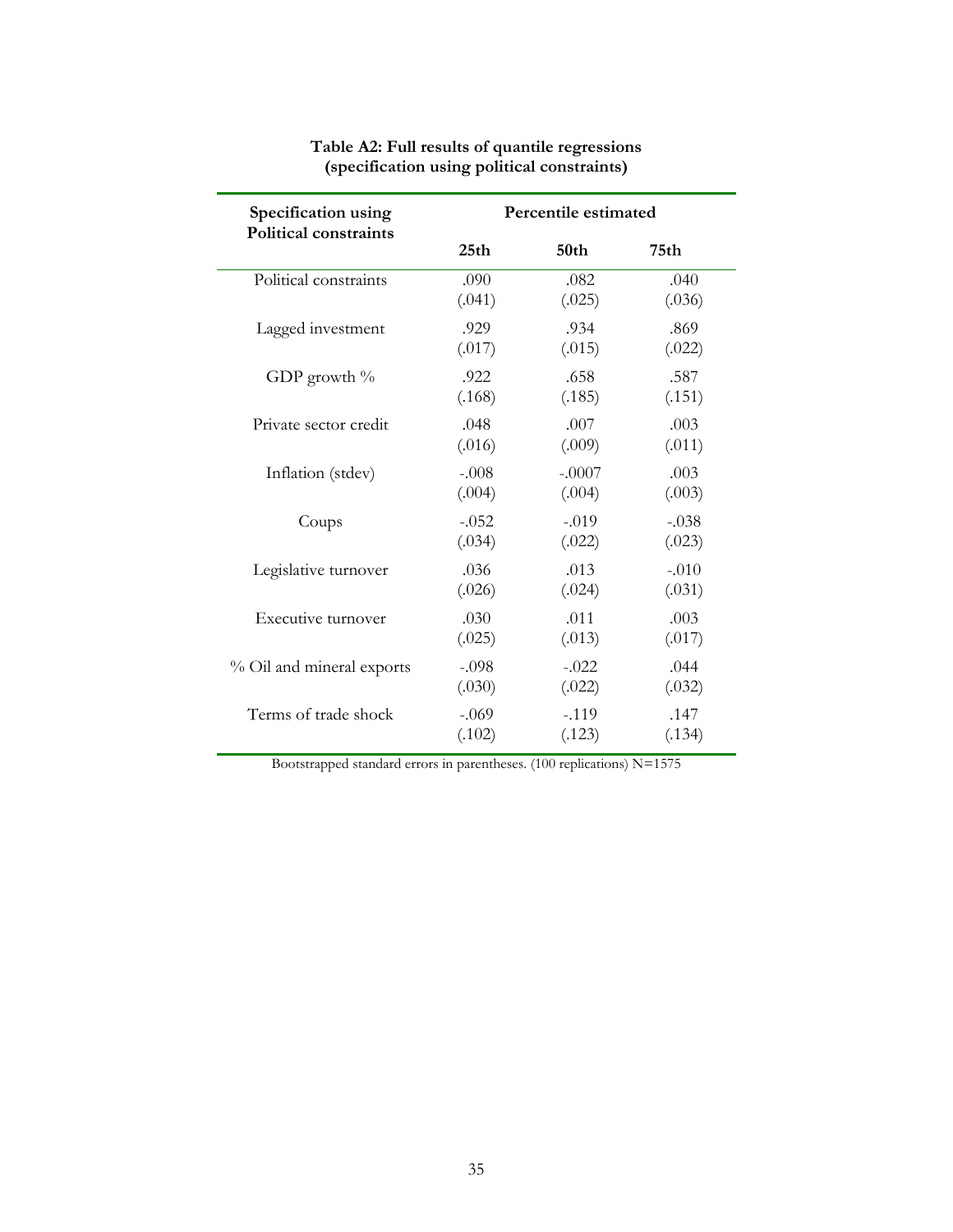**Table A2: Full results of quantile regressions (specification using political constraints)**

| Specification using Political constraints | Percentile estimated | | |
|---|---|---|---|
| | 25th | 50th | 75th |
| Political constraints | .090<br>(.041) | .082<br>(.025) | .040<br>(.036) |
| Lagged investment | .929<br>(.017) | .934<br>(.015) | .869<br>(.022) |
| GDP growth % | .922<br>(.168) | .658<br>(.185) | .587<br>(.151) |
| Private sector credit | .048<br>(.016) | .007<br>(.009) | .003<br>(.011) |
| Inflation (stdev) | -.008<br>(.004) | -.0007<br>(.004) | .003<br>(.003) |
| Coups | -.052<br>(.034) | -.019<br>(.022) | -.038<br>(.023) |
| Legislative turnover | .036<br>(.026) | .013<br>(.024) | -.010<br>(.031) |
| Executive turnover | .030<br>(.025) | .011<br>(.013) | .003<br>(.017) |
| % Oil and mineral exports | -.098<br>(.030) | -.022<br>(.022) | .044<br>(.032) |
| Terms of trade shock | -.069<br>(.102) | -.119<br>(.123) | .147<br>(.134) |

Bootstrapped standard errors in parentheses. (100 replications) N=1575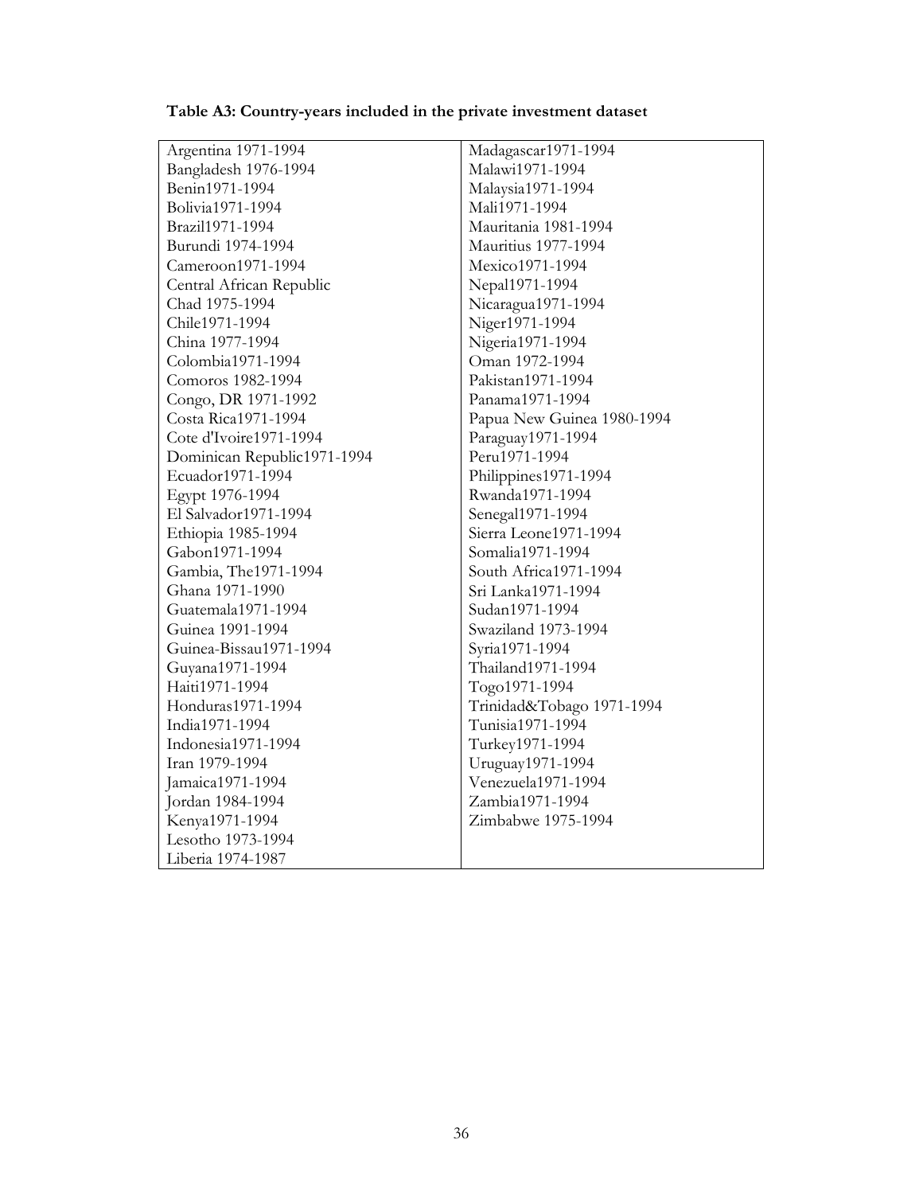**Table A3: Country-years included in the private investment dataset**

| | |
|---|---|
| Argentina 1971-1994 | Madagascar1971-1994 |
| Bangladesh 1976-1994 | Malawi1971-1994 |
| Benin1971-1994 | Malaysia1971-1994 |
| Bolivia1971-1994 | Mali1971-1994 |
| Brazil1971-1994 | Mauritania 1981-1994 |
| Burundi 1974-1994 | Mauritius 1977-1994 |
| Cameroon1971-1994 | Mexico1971-1994 |
| Central African Republic | Nepal1971-1994 |
| Chad 1975-1994 | Nicaragua1971-1994 |
| Chile1971-1994 | Niger1971-1994 |
| China 1977-1994 | Nigeria1971-1994 |
| Colombia1971-1994 | Oman 1972-1994 |
| Comoros 1982-1994 | Pakistan1971-1994 |
| Congo, DR 1971-1992 | Panama1971-1994 |
| Costa Rica1971-1994 | Papua New Guinea 1980-1994 |
| Cote d'Ivoire1971-1994 | Paraguay1971-1994 |
| Dominican Republic1971-1994 | Peru1971-1994 |
| Ecuador1971-1994 | Philippines1971-1994 |
| Egypt 1976-1994 | Rwanda1971-1994 |
| El Salvador1971-1994 | Senegal1971-1994 |
| Ethiopia 1985-1994 | Sierra Leone1971-1994 |
| Gabon1971-1994 | Somalia1971-1994 |
| Gambia, The1971-1994 | South Africa1971-1994 |
| Ghana 1971-1990 | Sri Lanka1971-1994 |
| Guatemala1971-1994 | Sudan1971-1994 |
| Guinea 1991-1994 | Swaziland 1973-1994 |
| Guinea-Bissau1971-1994 | Syria1971-1994 |
| Guyana1971-1994 | Thailand1971-1994 |
| Haiti1971-1994 | Togo1971-1994 |
| Honduras1971-1994 | Trinidad&Tobago 1971-1994 |
| India1971-1994 | Tunisia1971-1994 |
| Indonesia1971-1994 | Turkey1971-1994 |
| Iran 1979-1994 | Uruguay1971-1994 |
| Jamaica1971-1994 | Venezuela1971-1994 |
| Jordan 1984-1994 | Zambia1971-1994 |
| Kenya1971-1994 | Zimbabwe 1975-1994 |
| Lesotho 1973-1994 | |
| Liberia 1974-1987 | |